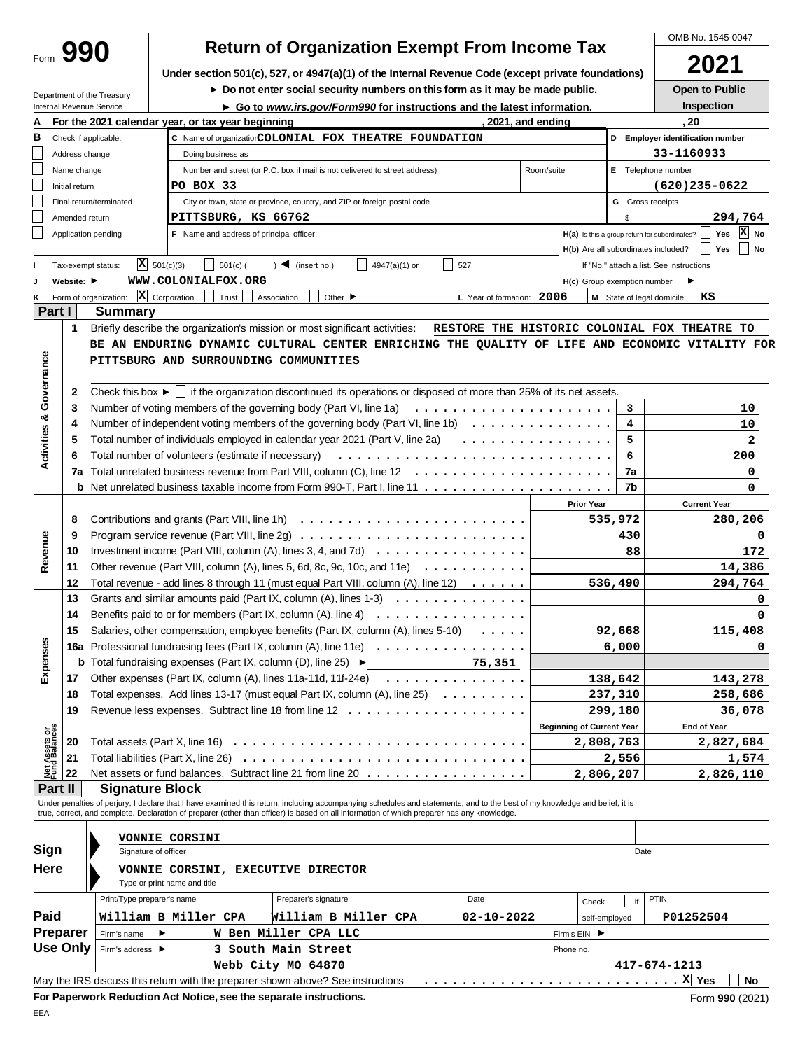Form **990**

# Return of Organization Exempt From Income Tax

**Under section 501(c), 527, or 4947(a)(1) of the Internal Revenue Code (except private foundations)**

► Do not enter social security numbers on this form as it may be made public.

► Go to *www.irs.gov/Form990* for instructions and the latest information.

OMB No. 1545-0047

**2021**

**Open to Public Inspection**

Department of the Treasury
Internal Revenue Service

**A** For the 2021 calendar year, or tax year beginning , 2021, and ending , 20

**B** Check if applicable:
- [ ] Address change
- [ ] Name change
- [ ] Initial return
- [ ] Final return/terminated
- [ ] Amended return
- [ ] Application pending

**C** Name of organization: **COLONIAL FOX THEATRE FOUNDATION**

Doing business as

Number and street (or P.O. box if mail is not delivered to street address): **PO BOX 33** Room/suite

City or town, state or province, country, and ZIP or foreign postal code: **PITTSBURG, KS 66762**

**D** Employer identification number: **33-1160933**

**E** Telephone number: **(620)235-0622**

**G** Gross receipts $ **294,764**

**F** Name and address of principal officer:

**H(a)** Is this a group return for subordinates? [ ] Yes [X] No

**H(b)** Are all subordinates included? [ ] Yes [ ] No
If "No," attach a list. See instructions

**H(c)** Group exemption number ►

**I** Tax-exempt status: [X] 501(c)(3) [ ] 501(c) ( ) ◄ (insert no.) [ ] 4947(a)(1) or [ ] 527

**J** Website: ► **WWW.COLONIALFOX.ORG**

**K** Form of organization: [X] Corporation [ ] Trust [ ] Association [ ] Other ►

**L** Year of formation: **2006**

**M** State of legal domicile: **KS**

## Part I Summary

### Activities & Governance

**1** Briefly describe the organization's mission or most significant activities: **RESTORE THE HISTORIC COLONIAL FOX THEATRE TO BE AN ENDURING DYNAMIC CULTURAL CENTER ENRICHING THE QUALITY OF LIFE AND ECONOMIC VITALITY FOR PITTSBURG AND SURROUNDING COMMUNITIES**

**2** Check this box ► [ ] if the organization discontinued its operations or disposed of more than 25% of its net assets.

| | | | |
|---|---|---|---|
| 3 | Number of voting members of the governing body (Part VI, line 1a) | 3 | 10 |
| 4 | Number of independent voting members of the governing body (Part VI, line 1b) | 4 | 10 |
| 5 | Total number of individuals employed in calendar year 2021 (Part V, line 2a) | 5 | 2 |
| 6 | Total number of volunteers (estimate if necessary) | 6 | 200 |
| 7a | Total unrelated business revenue from Part VIII, column (C), line 12 | 7a | 0 |
| b | Net unrelated business taxable income from Form 990-T, Part I, line 11 | 7b | 0 |

### Revenue / Expenses

| | | Prior Year | Current Year |
|---|---|---|---|
| 8 | Contributions and grants (Part VIII, line 1h) | 535,972 | 280,206 |
| 9 | Program service revenue (Part VIII, line 2g) | 430 | 0 |
| 10 | Investment income (Part VIII, column (A), lines 3, 4, and 7d) | 88 | 172 |
| 11 | Other revenue (Part VIII, column (A), lines 5, 6d, 8c, 9c, 10c, and 11e) | | 14,386 |
| 12 | Total revenue - add lines 8 through 11 (must equal Part VIII, column (A), line 12) | 536,490 | 294,764 |
| 13 | Grants and similar amounts paid (Part IX, column (A), lines 1-3) | | 0 |
| 14 | Benefits paid to or for members (Part IX, column (A), line 4) | | 0 |
| 15 | Salaries, other compensation, employee benefits (Part IX, column (A), lines 5-10) | 92,668 | 115,408 |
| 16a | Professional fundraising fees (Part IX, column (A), line 11e) | 6,000 | 0 |
| b | Total fundraising expenses (Part IX, column (D), line 25) ► 75,351 | | |
| 17 | Other expenses (Part IX, column (A), lines 11a-11d, 11f-24e) | 138,642 | 143,278 |
| 18 | Total expenses. Add lines 13-17 (must equal Part IX, column (A), line 25) | 237,310 | 258,686 |
| 19 | Revenue less expenses. Subtract line 18 from line 12 | 299,180 | 36,078 |

### Net Assets or Fund Balances

| | | Beginning of Current Year | End of Year |
|---|---|---|---|
| 20 | Total assets (Part X, line 16) | 2,808,763 | 2,827,684 |
| 21 | Total liabilities (Part X, line 26) | 2,556 | 1,574 |
| 22 | Net assets or fund balances. Subtract line 21 from line 20 | 2,806,207 | 2,826,110 |

## Part II Signature Block

Under penalties of perjury, I declare that I have examined this return, including accompanying schedules and statements, and to the best of my knowledge and belief, it is true, correct, and complete. Declaration of preparer (other than officer) is based on all information of which preparer has any knowledge.

**Sign Here**

VONNIE CORSINI
Signature of officer — Date

VONNIE CORSINI, EXECUTIVE DIRECTOR
Type or print name and title

**Paid Preparer Use Only**

| Print/Type preparer's name | Preparer's signature | Date | Check [ ] if self-employed | PTIN |
|---|---|---|---|---|
| William B Miller CPA | William B Miller CPA | 02-10-2022 | | P01252504 |

Firm's name ► W Ben Miller CPA LLC — Firm's EIN ►

Firm's address ► 3 South Main Street, Webb City MO 64870 — Phone no. 417-674-1213

May the IRS discuss this return with the preparer shown above? See instructions [X] Yes [ ] No

**For Paperwork Reduction Act Notice, see the separate instructions.** Form **990** (2021)

EEA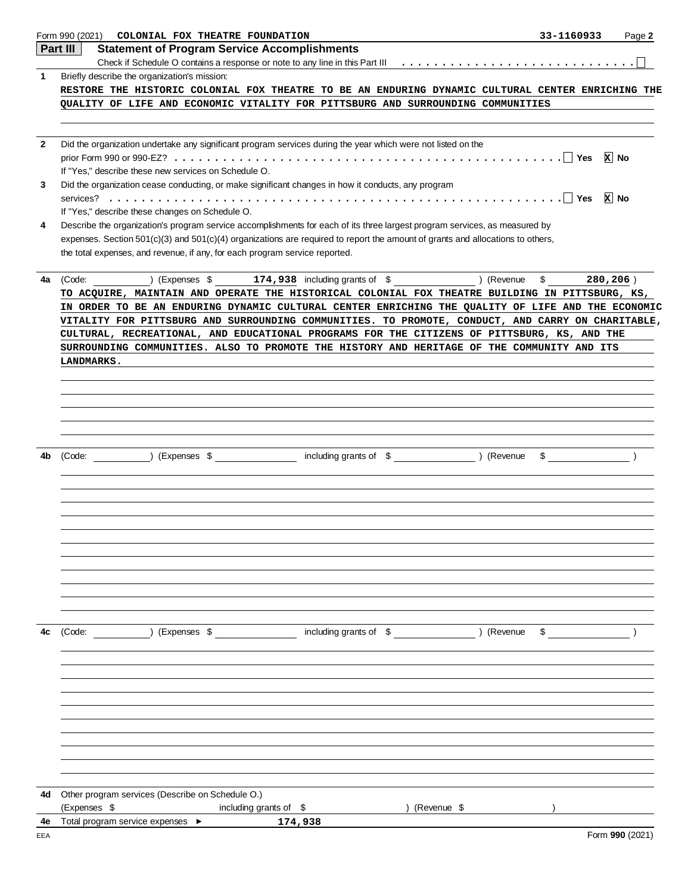Form 990 (2021) COLONIAL FOX THEATRE FOUNDATION 33-1160933 Page 2

## Part III Statement of Program Service Accomplishments

Check if Schedule O contains a response or note to any line in this Part III . . . . . . . . . . . . . . . . . . . . . . . . . . . . ☐

**1** Briefly describe the organization's mission:

RESTORE THE HISTORIC COLONIAL FOX THEATRE TO BE AN ENDURING DYNAMIC CULTURAL CENTER ENRICHING THE QUALITY OF LIFE AND ECONOMIC VITALITY FOR PITTSBURG AND SURROUNDING COMMUNITIES

**2** Did the organization undertake any significant program services during the year which were not listed on the prior Form 990 or 990-EZ? . . . . . . . . . . . . . . . . . . . . . . . . . . . . . . . . . . . . . . . . . . . . . . . ☐ Yes ☒ No

If "Yes," describe these new services on Schedule O.

**3** Did the organization cease conducting, or make significant changes in how it conducts, any program services? . . . . . . . . . . . . . . . . . . . . . . . . . . . . . . . . . . . . . . . . . . . . . . . . . . . . . . . . ☐ Yes ☒ No

If "Yes," describe these changes on Schedule O.

**4** Describe the organization's program service accomplishments for each of its three largest program services, as measured by expenses. Section 501(c)(3) and 501(c)(4) organizations are required to report the amount of grants and allocations to others, the total expenses, and revenue, if any, for each program service reported.

**4a** (Code: ) (Expenses $ 174,938 including grants of $ ) (Revenue $ 280,206 )

TO ACQUIRE, MAINTAIN AND OPERATE THE HISTORICAL COLONIAL FOX THEATRE BUILDING IN PITTSBURG, KS, IN ORDER TO BE AN ENDURING DYNAMIC CULTURAL CENTER ENRICHING THE QUALITY OF LIFE AND THE ECONOMIC VITALITY FOR PITTSBURG AND SURROUNDING COMMUNITIES. TO PROMOTE, CONDUCT, AND CARRY ON CHARITABLE, CULTURAL, RECREATIONAL, AND EDUCATIONAL PROGRAMS FOR THE CITIZENS OF PITTSBURG, KS, AND THE SURROUNDING COMMUNITIES. ALSO TO PROMOTE THE HISTORY AND HERITAGE OF THE COMMUNITY AND ITS LANDMARKS.

**4b** (Code: ) (Expenses $ including grants of $ ) (Revenue $ )

**4c** (Code: ) (Expenses $ including grants of $ ) (Revenue $ )

**4d** Other program services (Describe on Schedule O.)

(Expenses $ including grants of $ ) (Revenue $ )

**4e** Total program service expenses ► 174,938

EEA Form **990** (2021)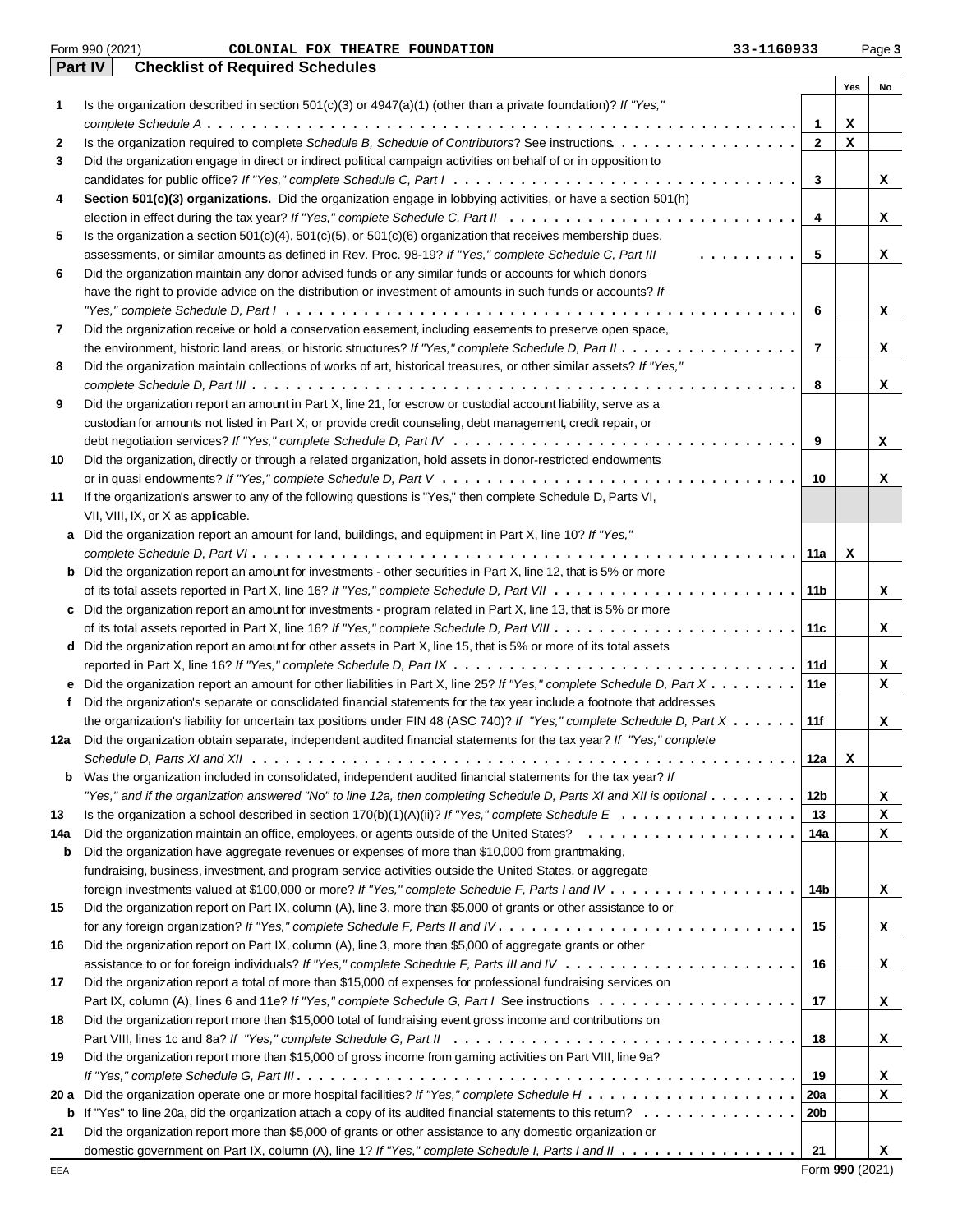Form 990 (2021) COLONIAL FOX THEATRE FOUNDATION 33-1160933 Page 3

## Part IV Checklist of Required Schedules

| | | | Yes | No |
|---|---|---|---|---|
| 1 | Is the organization described in section 501(c)(3) or 4947(a)(1) (other than a private foundation)? *If "Yes," complete Schedule A* | 1 | X | |
| 2 | Is the organization required to complete *Schedule B, Schedule of Contributors*? See instructions | 2 | X | |
| 3 | Did the organization engage in direct or indirect political campaign activities on behalf of or in opposition to candidates for public office? *If "Yes," complete Schedule C, Part I* | 3 | | X |
| 4 | **Section 501(c)(3) organizations.** Did the organization engage in lobbying activities, or have a section 501(h) election in effect during the tax year? *If "Yes," complete Schedule C, Part II* | 4 | | X |
| 5 | Is the organization a section 501(c)(4), 501(c)(5), or 501(c)(6) organization that receives membership dues, assessments, or similar amounts as defined in Rev. Proc. 98-19? *If "Yes," complete Schedule C, Part III* | 5 | | X |
| 6 | Did the organization maintain any donor advised funds or any similar funds or accounts for which donors have the right to provide advice on the distribution or investment of amounts in such funds or accounts? *If "Yes," complete Schedule D, Part I* | 6 | | X |
| 7 | Did the organization receive or hold a conservation easement, including easements to preserve open space, the environment, historic land areas, or historic structures? *If "Yes," complete Schedule D, Part II* | 7 | | X |
| 8 | Did the organization maintain collections of works of art, historical treasures, or other similar assets? *If "Yes," complete Schedule D, Part III* | 8 | | X |
| 9 | Did the organization report an amount in Part X, line 21, for escrow or custodial account liability, serve as a custodian for amounts not listed in Part X; or provide credit counseling, debt management, credit repair, or debt negotiation services? *If "Yes," complete Schedule D, Part IV* | 9 | | X |
| 10 | Did the organization, directly or through a related organization, hold assets in donor-restricted endowments or in quasi endowments? *If "Yes," complete Schedule D, Part V* | 10 | | X |
| 11 | If the organization's answer to any of the following questions is "Yes," then complete Schedule D, Parts VI, VII, VIII, IX, or X as applicable. | | | |
| a | Did the organization report an amount for land, buildings, and equipment in Part X, line 10? *If "Yes," complete Schedule D, Part VI* | 11a | X | |
| b | Did the organization report an amount for investments - other securities in Part X, line 12, that is 5% or more of its total assets reported in Part X, line 16? *If "Yes," complete Schedule D, Part VII* | 11b | | X |
| c | Did the organization report an amount for investments - program related in Part X, line 13, that is 5% or more of its total assets reported in Part X, line 16? *If "Yes," complete Schedule D, Part VIII* | 11c | | X |
| d | Did the organization report an amount for other assets in Part X, line 15, that is 5% or more of its total assets reported in Part X, line 16? *If "Yes," complete Schedule D, Part IX* | 11d | | X |
| e | Did the organization report an amount for other liabilities in Part X, line 25? *If "Yes," complete Schedule D, Part X* | 11e | | X |
| f | Did the organization's separate or consolidated financial statements for the tax year include a footnote that addresses the organization's liability for uncertain tax positions under FIN 48 (ASC 740)? *If "Yes," complete Schedule D, Part X* | 11f | | X |
| 12a | Did the organization obtain separate, independent audited financial statements for the tax year? *If "Yes," complete Schedule D, Parts XI and XII* | 12a | X | |
| b | Was the organization included in consolidated, independent audited financial statements for the tax year? *If "Yes," and if the organization answered "No" to line 12a, then completing Schedule D, Parts XI and XII is optional* | 12b | | X |
| 13 | Is the organization a school described in section 170(b)(1)(A)(ii)? *If "Yes," complete Schedule E* | 13 | | X |
| 14a | Did the organization maintain an office, employees, or agents outside of the United States? | 14a | | X |
| b | Did the organization have aggregate revenues or expenses of more than $10,000 from grantmaking, fundraising, business, investment, and program service activities outside the United States, or aggregate foreign investments valued at $100,000 or more? *If "Yes," complete Schedule F, Parts I and IV* | 14b | | X |
| 15 | Did the organization report on Part IX, column (A), line 3, more than $5,000 of grants or other assistance to or for any foreign organization? *If "Yes," complete Schedule F, Parts II and IV* | 15 | | X |
| 16 | Did the organization report on Part IX, column (A), line 3, more than $5,000 of aggregate grants or other assistance to or for foreign individuals? *If "Yes," complete Schedule F, Parts III and IV* | 16 | | X |
| 17 | Did the organization report a total of more than $15,000 of expenses for professional fundraising services on Part IX, column (A), lines 6 and 11e? *If "Yes," complete Schedule G, Part I* See instructions | 17 | | X |
| 18 | Did the organization report more than $15,000 total of fundraising event gross income and contributions on Part VIII, lines 1c and 8a? *If "Yes," complete Schedule G, Part II* | 18 | | X |
| 19 | Did the organization report more than $15,000 of gross income from gaming activities on Part VIII, line 9a? *If "Yes," complete Schedule G, Part III* | 19 | | X |
| 20 a | Did the organization operate one or more hospital facilities? *If "Yes," complete Schedule H* | 20a | | X |
| b | If "Yes" to line 20a, did the organization attach a copy of its audited financial statements to this return? | 20b | | |
| 21 | Did the organization report more than $5,000 of grants or other assistance to any domestic organization or domestic government on Part IX, column (A), line 1? *If "Yes," complete Schedule I, Parts I and II* | 21 | | X |

EEA Form **990** (2021)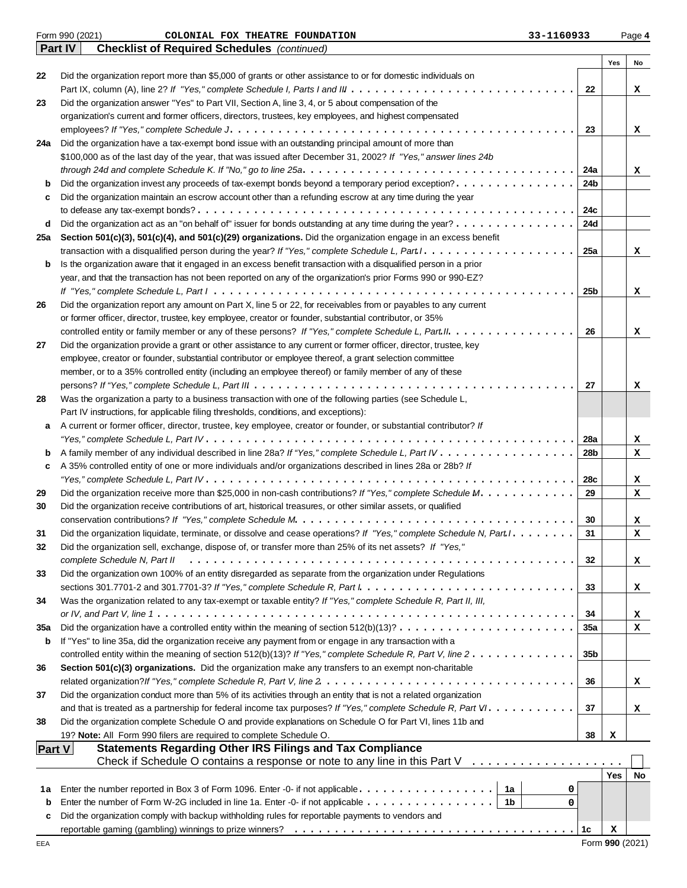Form 990 (2021) COLONIAL FOX THEATRE FOUNDATION 33-1160933

**Part IV** **Checklist of Required Schedules** *(continued)*

| | | | Yes | No |
|---|---|---|---|---|
| 22 | Did the organization report more than $5,000 of grants or other assistance to or for domestic individuals on Part IX, column (A), line 2? *If "Yes," complete Schedule I, Parts I and III* | 22 | | X |
| 23 | Did the organization answer "Yes" to Part VII, Section A, line 3, 4, or 5 about compensation of the organization's current and former officers, directors, trustees, key employees, and highest compensated employees? *If "Yes," complete Schedule J* | 23 | | X |
| 24a | Did the organization have a tax-exempt bond issue with an outstanding principal amount of more than $100,000 as of the last day of the year, that was issued after December 31, 2002? *If "Yes," answer lines 24b through 24d and complete Schedule K. If "No," go to line 25a* | 24a | | X |
| b | Did the organization invest any proceeds of tax-exempt bonds beyond a temporary period exception? | 24b | | |
| c | Did the organization maintain an escrow account other than a refunding escrow at any time during the year to defease any tax-exempt bonds? | 24c | | |
| d | Did the organization act as an "on behalf of" issuer for bonds outstanding at any time during the year? | 24d | | |
| 25a | **Section 501(c)(3), 501(c)(4), and 501(c)(29) organizations.** Did the organization engage in an excess benefit transaction with a disqualified person during the year? *If "Yes," complete Schedule L, Part I* | 25a | | X |
| b | Is the organization aware that it engaged in an excess benefit transaction with a disqualified person in a prior year, and that the transaction has not been reported on any of the organization's prior Forms 990 or 990-EZ? *If "Yes," complete Schedule L, Part I* | 25b | | X |
| 26 | Did the organization report any amount on Part X, line 5 or 22, for receivables from or payables to any current or former officer, director, trustee, key employee, creator or founder, substantial contributor, or 35% controlled entity or family member of any of these persons? *If "Yes," complete Schedule L, Part II* | 26 | | X |
| 27 | Did the organization provide a grant or other assistance to any current or former officer, director, trustee, key employee, creator or founder, substantial contributor or employee thereof, a grant selection committee member, or to a 35% controlled entity (including an employee thereof) or family member of any of these persons? *If "Yes," complete Schedule L, Part III* | 27 | | X |
| 28 | Was the organization a party to a business transaction with one of the following parties (see Schedule L, Part IV instructions, for applicable filing thresholds, conditions, and exceptions): | | | |
| a | A current or former officer, director, trustee, key employee, creator or founder, or substantial contributor? *If "Yes," complete Schedule L, Part IV* | 28a | | X |
| b | A family member of any individual described in line 28a? *If "Yes," complete Schedule L, Part IV* | 28b | | X |
| c | A 35% controlled entity of one or more individuals and/or organizations described in lines 28a or 28b? *If "Yes," complete Schedule L, Part IV* | 28c | | X |
| 29 | Did the organization receive more than $25,000 in non-cash contributions? *If "Yes," complete Schedule M* | 29 | | X |
| 30 | Did the organization receive contributions of art, historical treasures, or other similar assets, or qualified conservation contributions? *If "Yes," complete Schedule M* | 30 | | X |
| 31 | Did the organization liquidate, terminate, or dissolve and cease operations? *If "Yes," complete Schedule N, Part I* | 31 | | X |
| 32 | Did the organization sell, exchange, dispose of, or transfer more than 25% of its net assets? *If "Yes," complete Schedule N, Part II* | 32 | | X |
| 33 | Did the organization own 100% of an entity disregarded as separate from the organization under Regulations sections 301.7701-2 and 301.7701-3? *If "Yes," complete Schedule R, Part I* | 33 | | X |
| 34 | Was the organization related to any tax-exempt or taxable entity? *If "Yes," complete Schedule R, Part II, III, or IV, and Part V, line 1* | 34 | | X |
| 35a | Did the organization have a controlled entity within the meaning of section 512(b)(13)? | 35a | | X |
| b | If "Yes" to line 35a, did the organization receive any payment from or engage in any transaction with a controlled entity within the meaning of section 512(b)(13)? *If "Yes," complete Schedule R, Part V, line 2* | 35b | | |
| 36 | **Section 501(c)(3) organizations.** Did the organization make any transfers to an exempt non-charitable related organization? *If "Yes," complete Schedule R, Part V, line 2* | 36 | | X |
| 37 | Did the organization conduct more than 5% of its activities through an entity that is not a related organization and that is treated as a partnership for federal income tax purposes? *If "Yes," complete Schedule R, Part VI* | 37 | | X |
| 38 | Did the organization complete Schedule O and provide explanations on Schedule O for Part VI, lines 11b and 19? **Note:** All Form 990 filers are required to complete Schedule O. | 38 | X | |

**Part V** **Statements Regarding Other IRS Filings and Tax Compliance**

Check if Schedule O contains a response or note to any line in this Part V ☐

| | | | | | Yes | No |
|---|---|---|---|---|---|---|
| 1a | Enter the number reported in Box 3 of Form 1096. Enter -0- if not applicable | 1a | 0 | | | |
| b | Enter the number of Form W-2G included in line 1a. Enter -0- if not applicable | 1b | 0 | | | |
| c | Did the organization comply with backup withholding rules for reportable payments to vendors and reportable gaming (gambling) winnings to prize winners? | | | 1c | X | |

Form **990** (2021)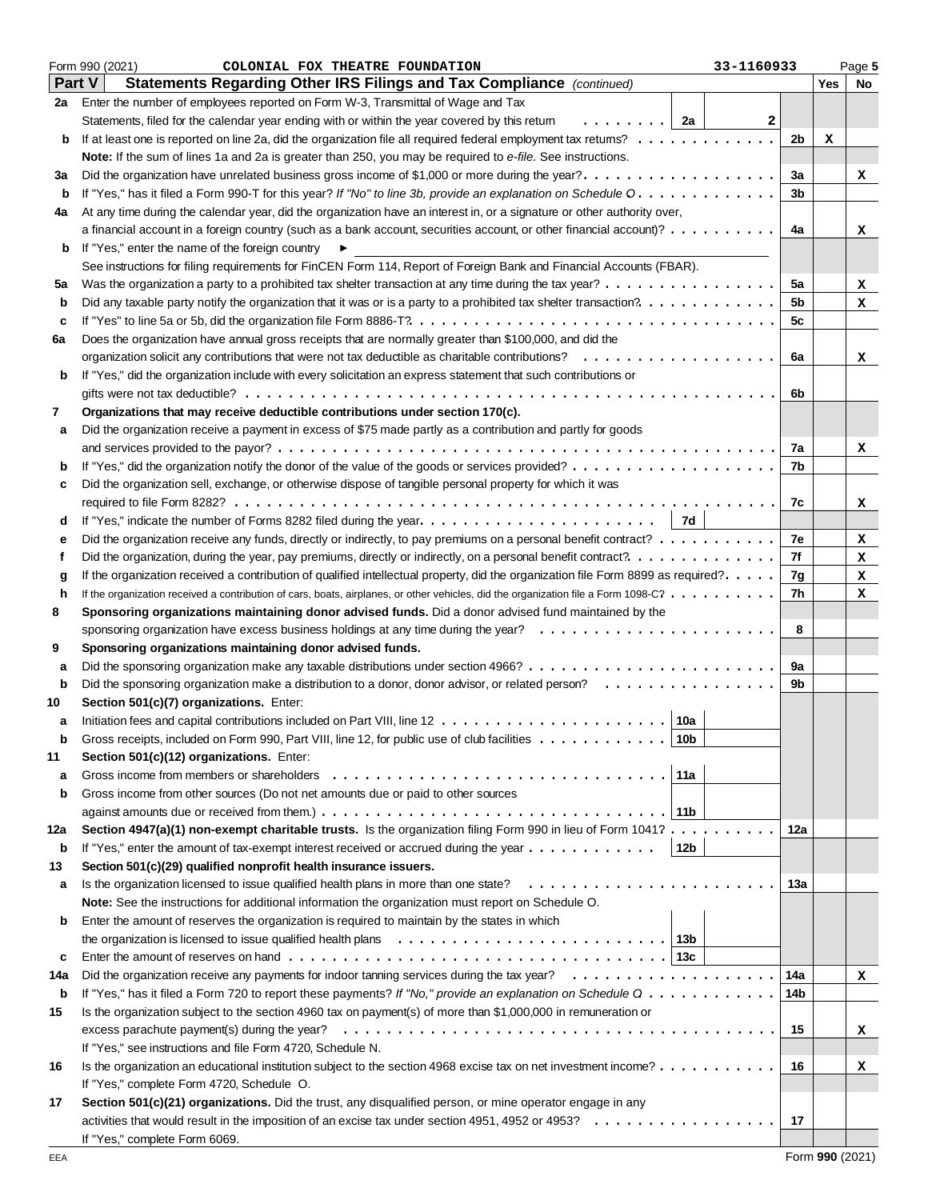Form 990 (2021) COLONIAL FOX THEATRE FOUNDATION 33-1160933 Page 5

**Part V Statements Regarding Other IRS Filings and Tax Compliance** *(continued)*

| | | | | | Yes | No |
|---|---|---|---|---|---|---|
| **2a** | Enter the number of employees reported on Form W-3, Transmittal of Wage and Tax Statements, filed for the calendar year ending with or within the year covered by this return | 2a | 2 | | | |
| **b** | If at least one is reported on line 2a, did the organization file all required federal employment tax returns? | | | 2b | X | |
| | **Note:** If the sum of lines 1a and 2a is greater than 250, you may be required to *e-file.* See instructions. | | | | | |
| **3a** | Did the organization have unrelated business gross income of $1,000 or more during the year? | | | 3a | | X |
| **b** | If "Yes," has it filed a Form 990-T for this year? *If "No" to line 3b, provide an explanation on Schedule O* | | | 3b | | |
| **4a** | At any time during the calendar year, did the organization have an interest in, or a signature or other authority over, a financial account in a foreign country (such as a bank account, securities account, or other financial account)? | | | 4a | | X |
| **b** | If "Yes," enter the name of the foreign country ► | | | | | |
| | See instructions for filing requirements for FinCEN Form 114, Report of Foreign Bank and Financial Accounts (FBAR). | | | | | |
| **5a** | Was the organization a party to a prohibited tax shelter transaction at any time during the tax year? | | | 5a | | X |
| **b** | Did any taxable party notify the organization that it was or is a party to a prohibited tax shelter transaction? | | | 5b | | X |
| **c** | If "Yes" to line 5a or 5b, did the organization file Form 8886-T? | | | 5c | | |
| **6a** | Does the organization have annual gross receipts that are normally greater than $100,000, and did the organization solicit any contributions that were not tax deductible as charitable contributions? | | | 6a | | X |
| **b** | If "Yes," did the organization include with every solicitation an express statement that such contributions or gifts were not tax deductible? | | | 6b | | |
| **7** | **Organizations that may receive deductible contributions under section 170(c).** | | | | | |
| **a** | Did the organization receive a payment in excess of $75 made partly as a contribution and partly for goods and services provided to the payor? | | | 7a | | X |
| **b** | If "Yes," did the organization notify the donor of the value of the goods or services provided? | | | 7b | | |
| **c** | Did the organization sell, exchange, or otherwise dispose of tangible personal property for which it was required to file Form 8282? | | | 7c | | X |
| **d** | If "Yes," indicate the number of Forms 8282 filed during the year | 7d | | | | |
| **e** | Did the organization receive any funds, directly or indirectly, to pay premiums on a personal benefit contract? | | | 7e | | X |
| **f** | Did the organization, during the year, pay premiums, directly or indirectly, on a personal benefit contract? | | | 7f | | X |
| **g** | If the organization received a contribution of qualified intellectual property, did the organization file Form 8899 as required? | | | 7g | | X |
| **h** | If the organization received a contribution of cars, boats, airplanes, or other vehicles, did the organization file a Form 1098-C? | | | 7h | | X |
| **8** | **Sponsoring organizations maintaining donor advised funds.** Did a donor advised fund maintained by the sponsoring organization have excess business holdings at any time during the year? | | | 8 | | |
| **9** | **Sponsoring organizations maintaining donor advised funds.** | | | | | |
| **a** | Did the sponsoring organization make any taxable distributions under section 4966? | | | 9a | | |
| **b** | Did the sponsoring organization make a distribution to a donor, donor advisor, or related person? | | | 9b | | |
| **10** | **Section 501(c)(7) organizations.** Enter: | | | | | |
| **a** | Initiation fees and capital contributions included on Part VIII, line 12 | 10a | | | | |
| **b** | Gross receipts, included on Form 990, Part VIII, line 12, for public use of club facilities | 10b | | | | |
| **11** | **Section 501(c)(12) organizations.** Enter: | | | | | |
| **a** | Gross income from members or shareholders | 11a | | | | |
| **b** | Gross income from other sources (Do not net amounts due or paid to other sources against amounts due or received from them.) | 11b | | | | |
| **12a** | **Section 4947(a)(1) non-exempt charitable trusts.** Is the organization filing Form 990 in lieu of Form 1041? | | | 12a | | |
| **b** | If "Yes," enter the amount of tax-exempt interest received or accrued during the year | 12b | | | | |
| **13** | **Section 501(c)(29) qualified nonprofit health insurance issuers.** | | | | | |
| **a** | Is the organization licensed to issue qualified health plans in more than one state? | | | 13a | | |
| | **Note:** See the instructions for additional information the organization must report on Schedule O. | | | | | |
| **b** | Enter the amount of reserves the organization is required to maintain by the states in which the organization is licensed to issue qualified health plans | 13b | | | | |
| **c** | Enter the amount of reserves on hand | 13c | | | | |
| **14a** | Did the organization receive any payments for indoor tanning services during the tax year? | | | 14a | | X |
| **b** | If "Yes," has it filed a Form 720 to report these payments? *If "No," provide an explanation on Schedule O* | | | 14b | | |
| **15** | Is the organization subject to the section 4960 tax on payment(s) of more than $1,000,000 in remuneration or excess parachute payment(s) during the year? | | | 15 | | X |
| | If "Yes," see instructions and file Form 4720, Schedule N. | | | | | |
| **16** | Is the organization an educational institution subject to the section 4968 excise tax on net investment income? | | | 16 | | X |
| | If "Yes," complete Form 4720, Schedule O. | | | | | |
| **17** | **Section 501(c)(21) organizations.** Did the trust, any disqualified person, or mine operator engage in any activities that would result in the imposition of an excise tax under section 4951, 4952 or 4953? | | | 17 | | |
| | If "Yes," complete Form 6069. | | | | | |

EEA Form **990** (2021)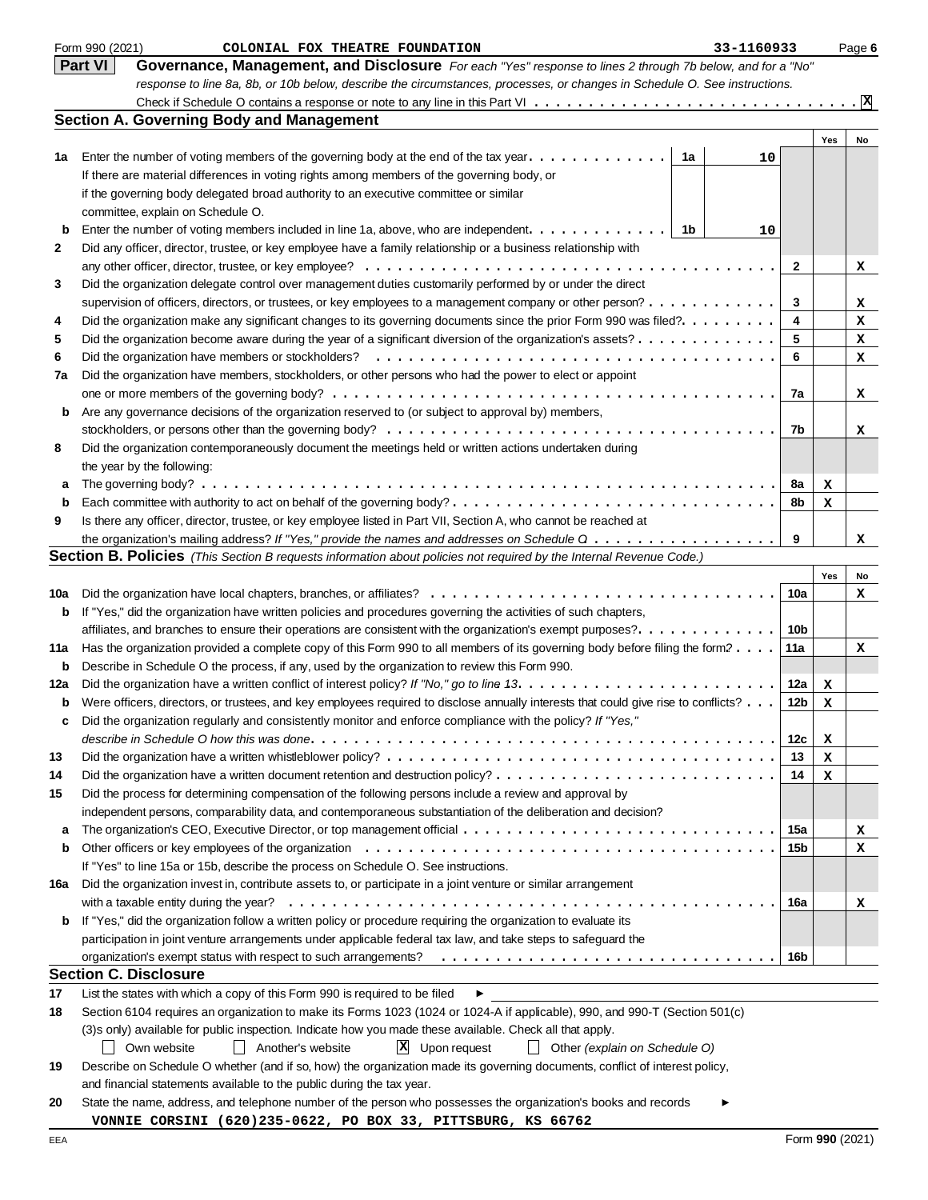Form 990 (2021) COLONIAL FOX THEATRE FOUNDATION 33-1160933 Page 6

## Part VI Governance, Management, and Disclosure

*For each "Yes" response to lines 2 through 7b below, and for a "No" response to line 8a, 8b, or 10b below, describe the circumstances, processes, or changes in Schedule O. See instructions.*

Check if Schedule O contains a response or note to any line in this Part VI . . . [X]

### Section A. Governing Body and Management

| | | | | Yes | No |
|---|---|---|---|---|---|
| 1a | Enter the number of voting members of the governing body at the end of the tax year. If there are material differences in voting rights among members of the governing body, or if the governing body delegated broad authority to an executive committee or similar committee, explain on Schedule O. | 1a: 10 | | | |
| b | Enter the number of voting members included in line 1a, above, who are independent. | 1b: 10 | | | |
| 2 | Did any officer, director, trustee, or key employee have a family relationship or a business relationship with any other officer, director, trustee, or key employee? | | 2 | | X |
| 3 | Did the organization delegate control over management duties customarily performed by or under the direct supervision of officers, directors, or trustees, or key employees to a management company or other person? | | 3 | | X |
| 4 | Did the organization make any significant changes to its governing documents since the prior Form 990 was filed? | | 4 | | X |
| 5 | Did the organization become aware during the year of a significant diversion of the organization's assets? | | 5 | | X |
| 6 | Did the organization have members or stockholders? | | 6 | | X |
| 7a | Did the organization have members, stockholders, or other persons who had the power to elect or appoint one or more members of the governing body? | | 7a | | X |
| b | Are any governance decisions of the organization reserved to (or subject to approval by) members, stockholders, or persons other than the governing body? | | 7b | | X |
| 8 | Did the organization contemporaneously document the meetings held or written actions undertaken during the year by the following: | | | | |
| a | The governing body? | | 8a | X | |
| b | Each committee with authority to act on behalf of the governing body? | | 8b | X | |
| 9 | Is there any officer, director, trustee, or key employee listed in Part VII, Section A, who cannot be reached at the organization's mailing address? *If "Yes," provide the names and addresses on Schedule O* | | 9 | | X |

### Section B. Policies *(This Section B requests information about policies not required by the Internal Revenue Code.)*

| | | | Yes | No |
|---|---|---|---|---|
| 10a | Did the organization have local chapters, branches, or affiliates? | 10a | | X |
| b | If "Yes," did the organization have written policies and procedures governing the activities of such chapters, affiliates, and branches to ensure their operations are consistent with the organization's exempt purposes? | 10b | | |
| 11a | Has the organization provided a complete copy of this Form 990 to all members of its governing body before filing the form? | 11a | | X |
| b | Describe in Schedule O the process, if any, used by the organization to review this Form 990. | | | |
| 12a | Did the organization have a written conflict of interest policy? *If "No," go to line 13.* | 12a | X | |
| b | Were officers, directors, or trustees, and key employees required to disclose annually interests that could give rise to conflicts? | 12b | X | |
| c | Did the organization regularly and consistently monitor and enforce compliance with the policy? *If "Yes," describe in Schedule O how this was done* | 12c | X | |
| 13 | Did the organization have a written whistleblower policy? | 13 | X | |
| 14 | Did the organization have a written document retention and destruction policy? | 14 | X | |
| 15 | Did the process for determining compensation of the following persons include a review and approval by independent persons, comparability data, and contemporaneous substantiation of the deliberation and decision? | | | |
| a | The organization's CEO, Executive Director, or top management official | 15a | | X |
| b | Other officers or key employees of the organization | 15b | | X |
| | If "Yes" to line 15a or 15b, describe the process on Schedule O. See instructions. | | | |
| 16a | Did the organization invest in, contribute assets to, or participate in a joint venture or similar arrangement with a taxable entity during the year? | 16a | | X |
| b | If "Yes," did the organization follow a written policy or procedure requiring the organization to evaluate its participation in joint venture arrangements under applicable federal tax law, and take steps to safeguard the organization's exempt status with respect to such arrangements? | 16b | | |

### Section C. Disclosure

17 List the states with which a copy of this Form 990 is required to be filed ►

18 Section 6104 requires an organization to make its Forms 1023 (1024 or 1024-A if applicable), 990, and 990-T (Section 501(c)(3)s only) available for public inspection. Indicate how you made these available. Check all that apply.

[ ] Own website [ ] Another's website [X] Upon request [ ] Other *(explain on Schedule O)*

19 Describe on Schedule O whether (and if so, how) the organization made its governing documents, conflict of interest policy, and financial statements available to the public during the tax year.

20 State the name, address, and telephone number of the person who possesses the organization's books and records ►

VONNIE CORSINI (620)235-0622, PO BOX 33, PITTSBURG, KS 66762

EEA Form **990** (2021)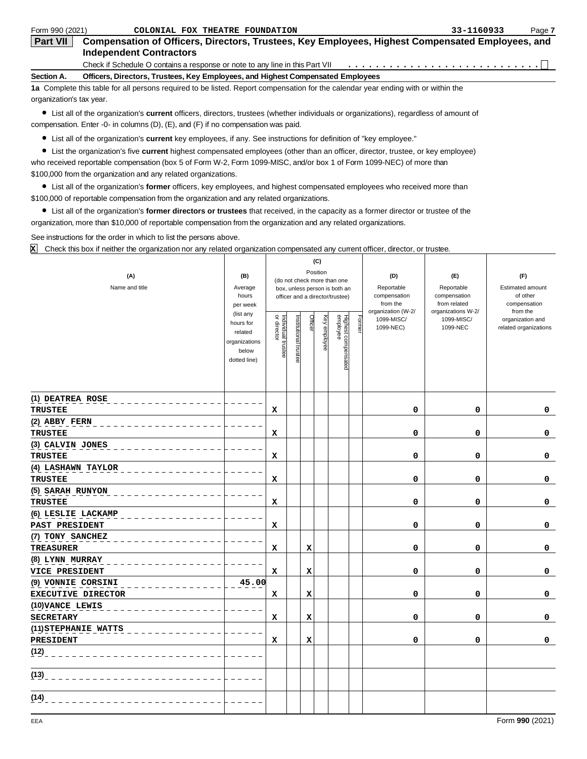Form 990 (2021) COLONIAL FOX THEATRE FOUNDATION 33-1160933

## Part VII Compensation of Officers, Directors, Trustees, Key Employees, Highest Compensated Employees, and Independent Contractors

Check if Schedule O contains a response or note to any line in this Part VII . . . . . . . . . . . . . . . . . . . . . . . . . . . ☐

### Section A. Officers, Directors, Trustees, Key Employees, and Highest Compensated Employees

**1a** Complete this table for all persons required to be listed. Report compensation for the calendar year ending with or within the organization's tax year.

- List all of the organization's **current** officers, directors, trustees (whether individuals or organizations), regardless of amount of compensation. Enter -0- in columns (D), (E), and (F) if no compensation was paid.
- List all of the organization's **current** key employees, if any. See instructions for definition of "key employee."
- List the organization's five **current** highest compensated employees (other than an officer, director, trustee, or key employee) who received reportable compensation (box 5 of Form W-2, Form 1099-MISC, and/or box 1 of Form 1099-NEC) of more than $100,000 from the organization and any related organizations.
- List all of the organization's **former** officers, key employees, and highest compensated employees who received more than $100,000 of reportable compensation from the organization and any related organizations.
- List all of the organization's **former directors or trustees** that received, in the capacity as a former director or trustee of the organization, more than $10,000 of reportable compensation from the organization and any related organizations.

See instructions for the order in which to list the persons above.

**X** Check this box if neither the organization nor any related organization compensated any current officer, director, or trustee.

| (A) Name and title | (B) Average hours per week (list any hours for related organizations below dotted line) | (C) Position (do not check more than one box, unless person is both an officer and a director/trustee): Individual trustee or director | Institutional trustee | Officer | Key employee | Highest compensated employee | Former | (D) Reportable compensation from the organization (W-2/ 1099-MISC/ 1099-NEC) | (E) Reportable compensation from related organizations W-2/ 1099-MISC/ 1099-NEC | (F) Estimated amount of other compensation from the organization and related organizations |
|---|---|---|---|---|---|---|---|---|---|---|
| (1) DEATREA ROSE<br>TRUSTEE | | X | | | | | | 0 | 0 | 0 |
| (2) ABBY FERN<br>TRUSTEE | | X | | | | | | 0 | 0 | 0 |
| (3) CALVIN JONES<br>TRUSTEE | | X | | | | | | 0 | 0 | 0 |
| (4) LASHAWN TAYLOR<br>TRUSTEE | | X | | | | | | 0 | 0 | 0 |
| (5) SARAH RUNYON<br>TRUSTEE | | X | | | | | | 0 | 0 | 0 |
| (6) LESLIE LACKAMP<br>PAST PRESIDENT | | X | | | | | | 0 | 0 | 0 |
| (7) TONY SANCHEZ<br>TREASURER | | X | | X | | | | 0 | 0 | 0 |
| (8) LYNN MURRAY<br>VICE PRESIDENT | | X | | X | | | | 0 | 0 | 0 |
| (9) VONNIE CORSINI<br>EXECUTIVE DIRECTOR | 45.00 | X | | X | | | | 0 | 0 | 0 |
| (10) VANCE LEWIS<br>SECRETARY | | X | | X | | | | 0 | 0 | 0 |
| (11) STEPHANIE WATTS<br>PRESIDENT | | X | | X | | | | 0 | 0 | 0 |
| (12) | | | | | | | | | | |
| (13) | | | | | | | | | | |
| (14) | | | | | | | | | | |

EEA Form **990** (2021)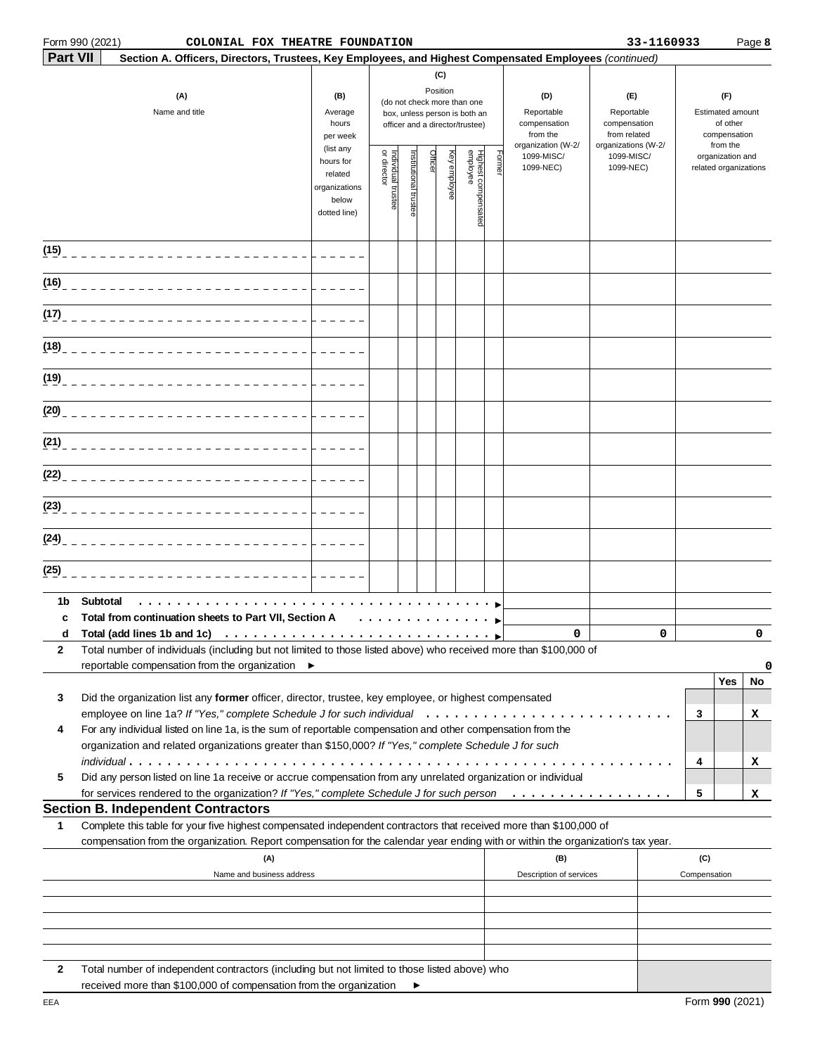Form 990 (2021) **COLONIAL FOX THEATRE FOUNDATION** **33-1160933** Page **8**

**Part VII** **Section A. Officers, Directors, Trustees, Key Employees, and Highest Compensated Employees** *(continued)*

| (A) Name and title | (B) Average hours per week (list any hours for related organizations below dotted line) | (C) Position (do not check more than one box, unless person is both an officer and a director/trustee): Individual trustee or director | Institutional trustee | Officer | Key employee | Highest compensated employee | Former | (D) Reportable compensation from the organization (W-2/ 1099-MISC/ 1099-NEC) | (E) Reportable compensation from related organizations (W-2/ 1099-MISC/ 1099-NEC) | (F) Estimated amount of other compensation from the organization and related organizations |
|---|---|---|---|---|---|---|---|---|---|---|
| (15) | | | | | | | | | | |
| (16) | | | | | | | | | | |
| (17) | | | | | | | | | | |
| (18) | | | | | | | | | | |
| (19) | | | | | | | | | | |
| (20) | | | | | | | | | | |
| (21) | | | | | | | | | | |
| (22) | | | | | | | | | | |
| (23) | | | | | | | | | | |
| (24) | | | | | | | | | | |
| (25) | | | | | | | | | | |
| **1b Subtotal** ▶ | | | | | | | | | | |
| **c Total from continuation sheets to Part VII, Section A** ▶ | | | | | | | | | | |
| **d Total (add lines 1b and 1c)** ▶ | | | | | | | | 0 | 0 | 0 |

**2** Total number of individuals (including but not limited to those listed above) who received more than $100,000 of reportable compensation from the organization ▶ 0

| | | | Yes | No |
|---|---|---|---|---|
| **3** | Did the organization list any **former** officer, director, trustee, key employee, or highest compensated employee on line 1a? *If "Yes," complete Schedule J for such individual* | 3 | | X |
| **4** | For any individual listed on line 1a, is the sum of reportable compensation and other compensation from the organization and related organizations greater than $150,000? *If "Yes," complete Schedule J for such individual* | 4 | | X |
| **5** | Did any person listed on line 1a receive or accrue compensation from any unrelated organization or individual for services rendered to the organization? *If "Yes," complete Schedule J for such person* | 5 | | X |

## Section B. Independent Contractors

**1** Complete this table for your five highest compensated independent contractors that received more than $100,000 of compensation from the organization. Report compensation for the calendar year ending with or within the organization's tax year.

| (A) Name and business address | (B) Description of services | (C) Compensation |
|---|---|---|
| | | |
| | | |
| | | |
| | | |
| | | |

**2** Total number of independent contractors (including but not limited to those listed above) who received more than $100,000 of compensation from the organization ▶

Form **990** (2021)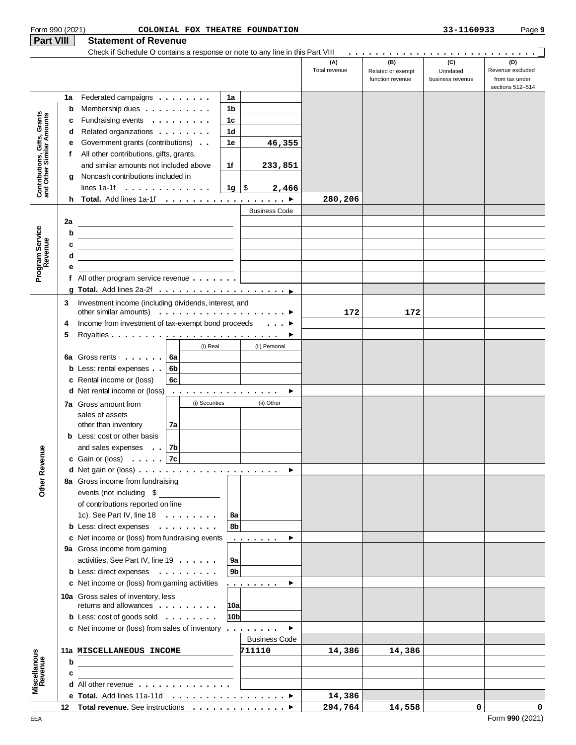Form 990 (2021) COLONIAL FOX THEATRE FOUNDATION 33-1160933

## Part VIII Statement of Revenue

Check if Schedule O contains a response or note to any line in this Part VIII . . . . . . . . . . . . . . . . . . . . . . . . . . . ☐

| | | | | (A) Total revenue | (B) Related or exempt function revenue | (C) Unrelated business revenue | (D) Revenue excluded from tax under sections 512–514 |
|---|---|---|---|---|---|---|---|
| **Contributions, Gifts, Grants and Other Similar Amounts** | 1a Federated campaigns | 1a | | | | | |
| | b Membership dues | 1b | | | | | |
| | c Fundraising events | 1c | | | | | |
| | d Related organizations | 1d | | | | | |
| | e Government grants (contributions) | 1e | 46,355 | | | | |
| | f All other contributions, gifts, grants, and similar amounts not included above | 1f | 233,851 | | | | |
| | g Noncash contributions included in lines 1a-1f | 1g | $ 2,466 | | | | |
| | h **Total.** Add lines 1a-1f ▶ | | | 280,206 | | | |
| **Program Service Revenue** | | | Business Code | | | | |
| | 2a | | | | | | |
| | b | | | | | | |
| | c | | | | | | |
| | d | | | | | | |
| | e | | | | | | |
| | f All other program service revenue | | | | | | |
| | g **Total.** Add lines 2a-2f ▶ | | | | | | |
| **Other Revenue** | 3 Investment income (including dividends, interest, and other similar amounts) ▶ | | | 172 | 172 | | |
| | 4 Income from investment of tax-exempt bond proceeds ▶ | | | | | | |
| | 5 Royalties ▶ | | | | | | |
| | | | (i) Real | (ii) Personal | | | |
| | 6a Gross rents | 6a | | | | | |
| | b Less: rental expenses | 6b | | | | | |
| | c Rental income or (loss) | 6c | | | | | |
| | d Net rental income or (loss) ▶ | | | | | | |
| | | | (i) Securities | (ii) Other | | | |
| | 7a Gross amount from sales of assets other than inventory | 7a | | | | | |
| | b Less: cost or other basis and sales expenses | 7b | | | | | |
| | c Gain or (loss) | 7c | | | | | |
| | d Net gain or (loss) ▶ | | | | | | |
| | 8a Gross income from fundraising events (not including $ ______ of contributions reported on line 1c). See Part IV, line 18 | 8a | | | | | |
| | b Less: direct expenses | 8b | | | | | |
| | c Net income or (loss) from fundraising events ▶ | | | | | | |
| | 9a Gross income from gaming activities, See Part IV, line 19 | 9a | | | | | |
| | b Less: direct expenses | 9b | | | | | |
| | c Net income or (loss) from gaming activities ▶ | | | | | | |
| | 10a Gross sales of inventory, less returns and allowances | 10a | | | | | |
| | b Less: cost of goods sold | 10b | | | | | |
| | c Net income or (loss) from sales of inventory ▶ | | | | | | |
| **Miscellanous Revenue** | | | Business Code | | | | |
| | 11a MISCELLANEOUS INCOME | | 711110 | 14,386 | 14,386 | | |
| | b | | | | | | |
| | c | | | | | | |
| | d All other revenue | | | | | | |
| | e **Total.** Add lines 11a-11d ▶ | | | 14,386 | | | |
| | 12 **Total revenue.** See instructions ▶ | | | 294,764 | 14,558 | 0 | 0 |

EEA Form **990** (2021)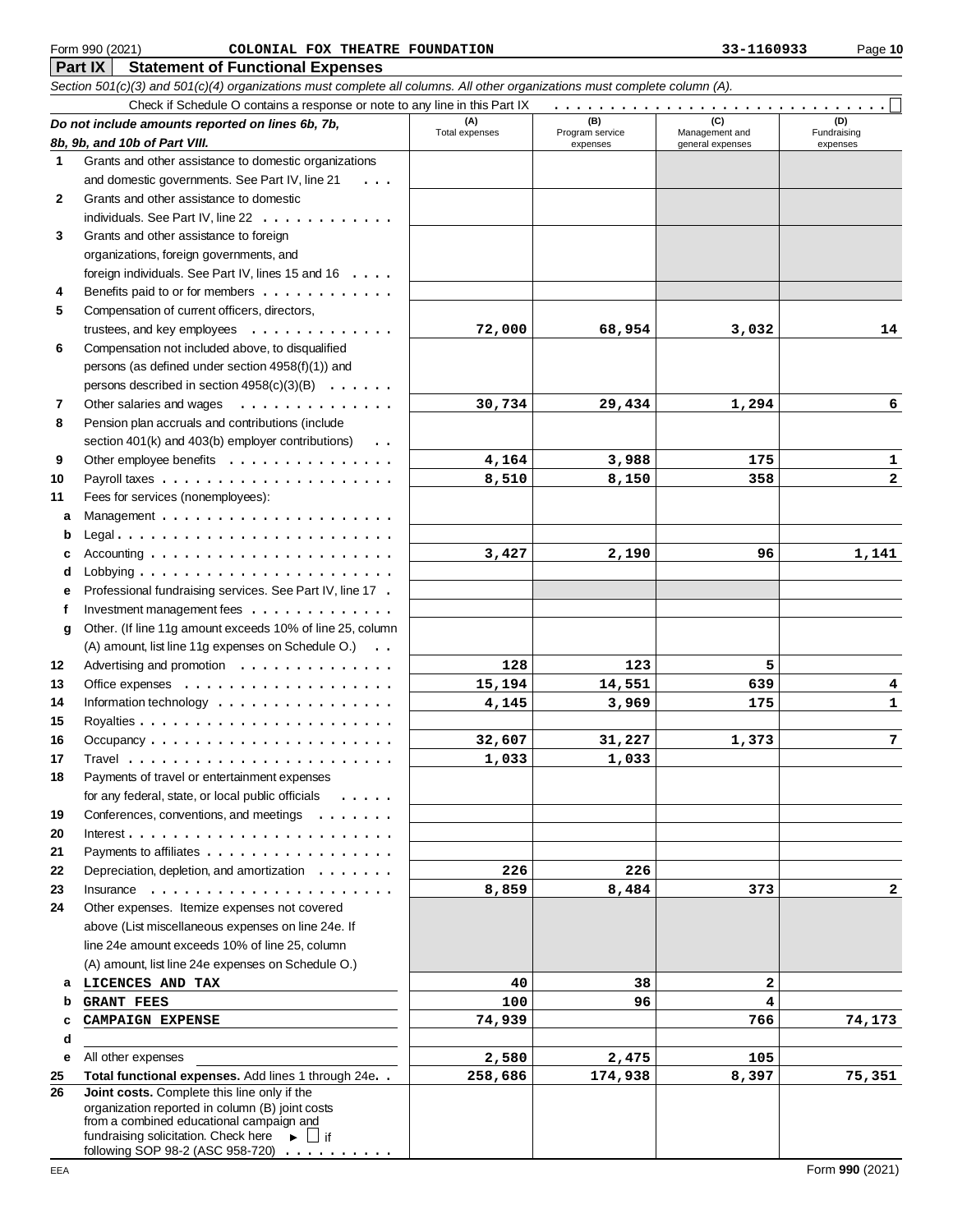Form 990 (2021) COLONIAL FOX THEATRE FOUNDATION 33-1160933

## Part IX Statement of Functional Expenses

*Section 501(c)(3) and 501(c)(4) organizations must complete all columns. All other organizations must complete column (A).*

Check if Schedule O contains a response or note to any line in this Part IX ☐

| *Do not include amounts reported on lines 6b, 7b, 8b, 9b, and 10b of Part VIII.* | (A) Total expenses | (B) Program service expenses | (C) Management and general expenses | (D) Fundraising expenses |
|---|---|---|---|---|
| 1 Grants and other assistance to domestic organizations and domestic governments. See Part IV, line 21 | | | | |
| 2 Grants and other assistance to domestic individuals. See Part IV, line 22 | | | | |
| 3 Grants and other assistance to foreign organizations, foreign governments, and foreign individuals. See Part IV, lines 15 and 16 | | | | |
| 4 Benefits paid to or for members | | | | |
| 5 Compensation of current officers, directors, trustees, and key employees | 72,000 | 68,954 | 3,032 | 14 |
| 6 Compensation not included above, to disqualified persons (as defined under section 4958(f)(1)) and persons described in section 4958(c)(3)(B) | | | | |
| 7 Other salaries and wages | 30,734 | 29,434 | 1,294 | 6 |
| 8 Pension plan accruals and contributions (include section 401(k) and 403(b) employer contributions) | | | | |
| 9 Other employee benefits | 4,164 | 3,988 | 175 | 1 |
| 10 Payroll taxes | 8,510 | 8,150 | 358 | 2 |
| 11 Fees for services (nonemployees): | | | | |
| a Management | | | | |
| b Legal | | | | |
| c Accounting | 3,427 | 2,190 | 96 | 1,141 |
| d Lobbying | | | | |
| e Professional fundraising services. See Part IV, line 17 | | | | |
| f Investment management fees | | | | |
| g Other. (If line 11g amount exceeds 10% of line 25, column (A) amount, list line 11g expenses on Schedule O.) | | | | |
| 12 Advertising and promotion | 128 | 123 | 5 | |
| 13 Office expenses | 15,194 | 14,551 | 639 | 4 |
| 14 Information technology | 4,145 | 3,969 | 175 | 1 |
| 15 Royalties | | | | |
| 16 Occupancy | 32,607 | 31,227 | 1,373 | 7 |
| 17 Travel | 1,033 | 1,033 | | |
| 18 Payments of travel or entertainment expenses for any federal, state, or local public officials | | | | |
| 19 Conferences, conventions, and meetings | | | | |
| 20 Interest | | | | |
| 21 Payments to affiliates | | | | |
| 22 Depreciation, depletion, and amortization | 226 | 226 | | |
| 23 Insurance | 8,859 | 8,484 | 373 | 2 |
| 24 Other expenses. Itemize expenses not covered above (List miscellaneous expenses on line 24e. If line 24e amount exceeds 10% of line 25, column (A) amount, list line 24e expenses on Schedule O.) | | | | |
| a LICENCES AND TAX | 40 | 38 | 2 | |
| b GRANT FEES | 100 | 96 | 4 | |
| c CAMPAIGN EXPENSE | 74,939 | | 766 | 74,173 |
| d | | | | |
| e All other expenses | 2,580 | 2,475 | 105 | |
| 25 **Total functional expenses.** Add lines 1 through 24e | 258,686 | 174,938 | 8,397 | 75,351 |
| 26 **Joint costs.** Complete this line only if the organization reported in column (B) joint costs from a combined educational campaign and fundraising solicitation. Check here ► ☐ if following SOP 98-2 (ASC 958-720) | | | | |

EEA Form **990** (2021)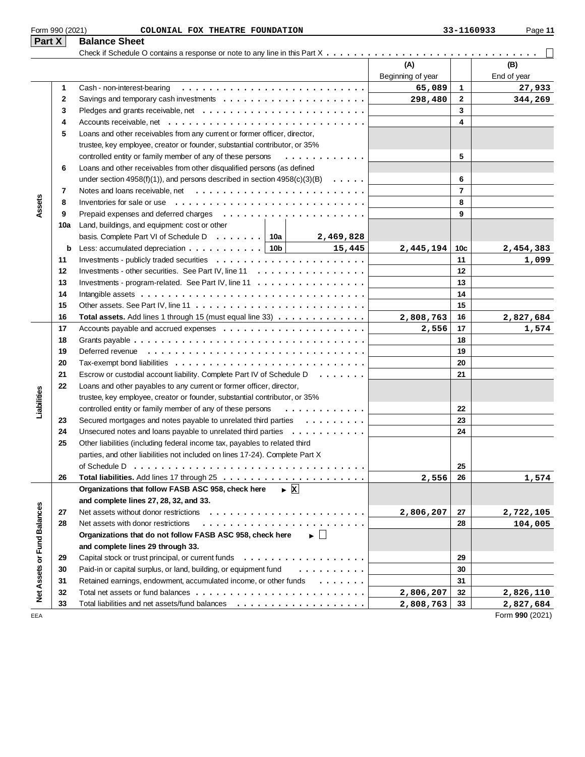Form 990 (2021) COLONIAL FOX THEATRE FOUNDATION 33-1160933

## Part X Balance Sheet

Check if Schedule O contains a response or note to any line in this Part X . . . . . . ☐

| | | | (A) Beginning of year | | (B) End of year |
|---|---|---|---|---|---|
| Assets | 1 | Cash - non-interest-bearing | 65,089 | 1 | 27,933 |
| | 2 | Savings and temporary cash investments | 298,480 | 2 | 344,269 |
| | 3 | Pledges and grants receivable, net | | 3 | |
| | 4 | Accounts receivable, net | | 4 | |
| | 5 | Loans and other receivables from any current or former officer, director, trustee, key employee, creator or founder, substantial contributor, or 35% controlled entity or family member of any of these persons | | 5 | |
| | 6 | Loans and other receivables from other disqualified persons (as defined under section 4958(f)(1)), and persons described in section 4958(c)(3)(B) | | 6 | |
| | 7 | Notes and loans receivable, net | | 7 | |
| | 8 | Inventories for sale or use | | 8 | |
| | 9 | Prepaid expenses and deferred charges | | 9 | |
| | 10a | Land, buildings, and equipment: cost or other basis. Complete Part VI of Schedule D . . . 10a 2,469,828 | | | |
| | b | Less: accumulated depreciation . . . 10b 15,445 | 2,445,194 | 10c | 2,454,383 |
| | 11 | Investments - publicly traded securities | | 11 | 1,099 |
| | 12 | Investments - other securities. See Part IV, line 11 | | 12 | |
| | 13 | Investments - program-related. See Part IV, line 11 | | 13 | |
| | 14 | Intangible assets | | 14 | |
| | 15 | Other assets. See Part IV, line 11 | | 15 | |
| | 16 | **Total assets.** Add lines 1 through 15 (must equal line 33) | 2,808,763 | 16 | 2,827,684 |
| Liabilities | 17 | Accounts payable and accrued expenses | 2,556 | 17 | 1,574 |
| | 18 | Grants payable | | 18 | |
| | 19 | Deferred revenue | | 19 | |
| | 20 | Tax-exempt bond liabilities | | 20 | |
| | 21 | Escrow or custodial account liability. Complete Part IV of Schedule D | | 21 | |
| | 22 | Loans and other payables to any current or former officer, director, trustee, key employee, creator or founder, substantial contributor, or 35% controlled entity or family member of any of these persons | | 22 | |
| | 23 | Secured mortgages and notes payable to unrelated third parties | | 23 | |
| | 24 | Unsecured notes and loans payable to unrelated third parties | | 24 | |
| | 25 | Other liabilities (including federal income tax, payables to related third parties, and other liabilities not included on lines 17-24). Complete Part X of Schedule D | | 25 | |
| | 26 | **Total liabilities.** Add lines 17 through 25 | 2,556 | 26 | 1,574 |
| Net Assets or Fund Balances | | **Organizations that follow FASB ASC 958, check here** ► ☒ **and complete lines 27, 28, 32, and 33.** | | | |
| | 27 | Net assets without donor restrictions | 2,806,207 | 27 | 2,722,105 |
| | 28 | Net assets with donor restrictions | | 28 | 104,005 |
| | | **Organizations that do not follow FASB ASC 958, check here** ► ☐ **and complete lines 29 through 33.** | | | |
| | 29 | Capital stock or trust principal, or current funds | | 29 | |
| | 30 | Paid-in or capital surplus, or land, building, or equipment fund | | 30 | |
| | 31 | Retained earnings, endowment, accumulated income, or other funds | | 31 | |
| | 32 | Total net assets or fund balances | 2,806,207 | 32 | 2,826,110 |
| | 33 | Total liabilities and net assets/fund balances | 2,808,763 | 33 | 2,827,684 |

EEA Form **990** (2021)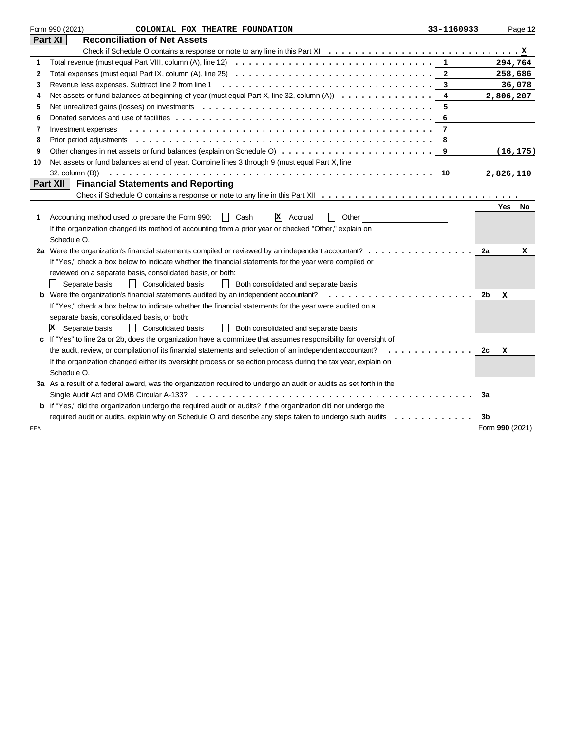Form 990 (2021) **COLONIAL FOX THEATRE FOUNDATION** 33-1160933 Page **12**

## Part XI Reconciliation of Net Assets

Check if Schedule O contains a response or note to any line in this Part XI . . . . . [X]

| | | | |
|---|---|---|---|
| 1 | Total revenue (must equal Part VIII, column (A), line 12) | 1 | 294,764 |
| 2 | Total expenses (must equal Part IX, column (A), line 25) | 2 | 258,686 |
| 3 | Revenue less expenses. Subtract line 2 from line 1 | 3 | 36,078 |
| 4 | Net assets or fund balances at beginning of year (must equal Part X, line 32, column (A)) | 4 | 2,806,207 |
| 5 | Net unrealized gains (losses) on investments | 5 | |
| 6 | Donated services and use of facilities | 6 | |
| 7 | Investment expenses | 7 | |
| 8 | Prior period adjustments | 8 | |
| 9 | Other changes in net assets or fund balances (explain on Schedule O) | 9 | (16,175) |
| 10 | Net assets or fund balances at end of year. Combine lines 3 through 9 (must equal Part X, line 32, column (B)) | 10 | 2,826,110 |

## Part XII Financial Statements and Reporting

Check if Schedule O contains a response or note to any line in this Part XII . . . . . [ ]

| | | | Yes | No |
|---|---|---|---|---|
| 1 | Accounting method used to prepare the Form 990: [ ] Cash [X] Accrual [ ] Other ______<br>If the organization changed its method of accounting from a prior year or checked "Other," explain on Schedule O. | | | |
| 2a | Were the organization's financial statements compiled or reviewed by an independent accountant?<br>If "Yes," check a box below to indicate whether the financial statements for the year were compiled or reviewed on a separate basis, consolidated basis, or both:<br>[ ] Separate basis [ ] Consolidated basis [ ] Both consolidated and separate basis | 2a | | X |
| b | Were the organization's financial statements audited by an independent accountant?<br>If "Yes," check a box below to indicate whether the financial statements for the year were audited on a separate basis, consolidated basis, or both:<br>[X] Separate basis [ ] Consolidated basis [ ] Both consolidated and separate basis | 2b | X | |
| c | If "Yes" to line 2a or 2b, does the organization have a committee that assumes responsibility for oversight of the audit, review, or compilation of its financial statements and selection of an independent accountant?<br>If the organization changed either its oversight process or selection process during the tax year, explain on Schedule O. | 2c | X | |
| 3a | As a result of a federal award, was the organization required to undergo an audit or audits as set forth in the Single Audit Act and OMB Circular A-133? | 3a | | |
| b | If "Yes," did the organization undergo the required audit or audits? If the organization did not undergo the required audit or audits, explain why on Schedule O and describe any steps taken to undergo such audits | 3b | | |

EEA Form **990** (2021)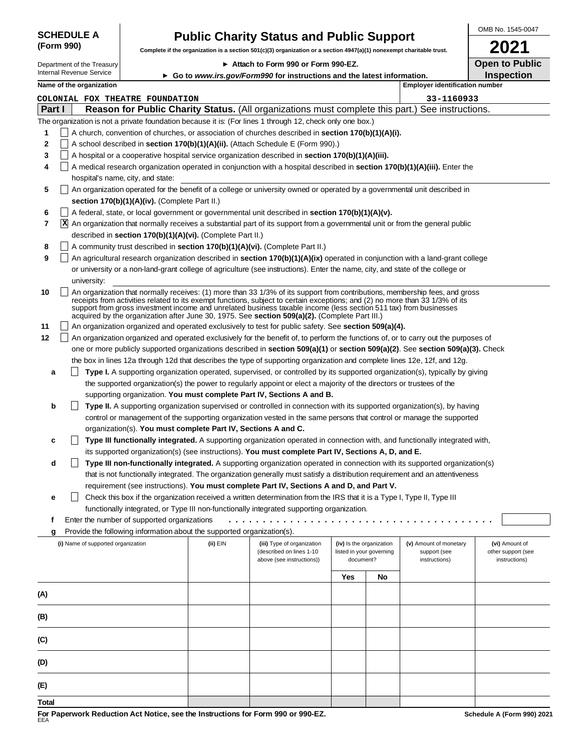**SCHEDULE A (Form 990)**

Department of the Treasury
Internal Revenue Service

# Public Charity Status and Public Support

**Complete if the organization is a section 501(c)(3) organization or a section 4947(a)(1) nonexempt charitable trust.**

► Attach to Form 990 or Form 990-EZ.

► Go to *www.irs.gov/Form990* for instructions and the latest information.

OMB No. 1545-0047

**2021**

**Open to Public Inspection**

**Name of the organization:** COLONIAL FOX THEATRE FOUNDATION

**Employer identification number:** 33-1160933

## Part I Reason for Public Charity Status. (All organizations must complete this part.) See instructions.

The organization is not a private foundation because it is: (For lines 1 through 12, check only one box.)

1. ☐ A church, convention of churches, or association of churches described in **section 170(b)(1)(A)(i).**
2. ☐ A school described in **section 170(b)(1)(A)(ii).** (Attach Schedule E (Form 990).)
3. ☐ A hospital or a cooperative hospital service organization described in **section 170(b)(1)(A)(iii).**
4. ☐ A medical research organization operated in conjunction with a hospital described in **section 170(b)(1)(A)(iii).** Enter the hospital's name, city, and state:
5. ☐ An organization operated for the benefit of a college or university owned or operated by a governmental unit described in **section 170(b)(1)(A)(iv).** (Complete Part II.)
6. ☐ A federal, state, or local government or governmental unit described in **section 170(b)(1)(A)(v).**
7. ☒ An organization that normally receives a substantial part of its support from a governmental unit or from the general public described in **section 170(b)(1)(A)(vi).** (Complete Part II.)
8. ☐ A community trust described in **section 170(b)(1)(A)(vi).** (Complete Part II.)
9. ☐ An agricultural research organization described in **section 170(b)(1)(A)(ix)** operated in conjunction with a land-grant college or university or a non-land-grant college of agriculture (see instructions). Enter the name, city, and state of the college or university:
10. ☐ An organization that normally receives: (1) more than 33 1/3% of its support from contributions, membership fees, and gross receipts from activities related to its exempt functions, subject to certain exceptions; and (2) no more than 33 1/3% of its support from gross investment income and unrelated business taxable income (less section 511 tax) from businesses acquired by the organization after June 30, 1975. See **section 509(a)(2).** (Complete Part III.)
11. ☐ An organization organized and operated exclusively to test for public safety. See **section 509(a)(4).**
12. ☐ An organization organized and operated exclusively for the benefit of, to perform the functions of, or to carry out the purposes of one or more publicly supported organizations described in **section 509(a)(1)** or **section 509(a)(2)**. See **section 509(a)(3).** Check the box in lines 12a through 12d that describes the type of supporting organization and complete lines 12e, 12f, and 12g.
   - **a** ☐ **Type I.** A supporting organization operated, supervised, or controlled by its supported organization(s), typically by giving the supported organization(s) the power to regularly appoint or elect a majority of the directors or trustees of the supporting organization. **You must complete Part IV, Sections A and B.**
   - **b** ☐ **Type II.** A supporting organization supervised or controlled in connection with its supported organization(s), by having control or management of the supporting organization vested in the same persons that control or manage the supported organization(s). **You must complete Part IV, Sections A and C.**
   - **c** ☐ **Type III functionally integrated.** A supporting organization operated in connection with, and functionally integrated with, its supported organization(s) (see instructions). **You must complete Part IV, Sections A, D, and E.**
   - **d** ☐ **Type III non-functionally integrated.** A supporting organization operated in connection with its supported organization(s) that is not functionally integrated. The organization generally must satisfy a distribution requirement and an attentiveness requirement (see instructions). **You must complete Part IV, Sections A and D, and Part V.**
   - **e** ☐ Check this box if the organization received a written determination from the IRS that it is a Type I, Type II, Type III functionally integrated, or Type III non-functionally integrated supporting organization.
   - **f** Enter the number of supported organizations
   - **g** Provide the following information about the supported organization(s).

| (i) Name of supported organization | (ii) EIN | (iii) Type of organization (described on lines 1-10 above (see instructions)) | (iv) Is the organization listed in your governing document? | | (v) Amount of monetary support (see instructions) | (vi) Amount of other support (see instructions) |
|---|---|---|---|---|---|---|
| | | | Yes | No | | |
| (A) | | | | | | |
| (B) | | | | | | |
| (C) | | | | | | |
| (D) | | | | | | |
| (E) | | | | | | |
| Total | | | | | | |

**For Paperwork Reduction Act Notice, see the Instructions for Form 990 or 990-EZ.**
EEA

Schedule A (Form 990) 2021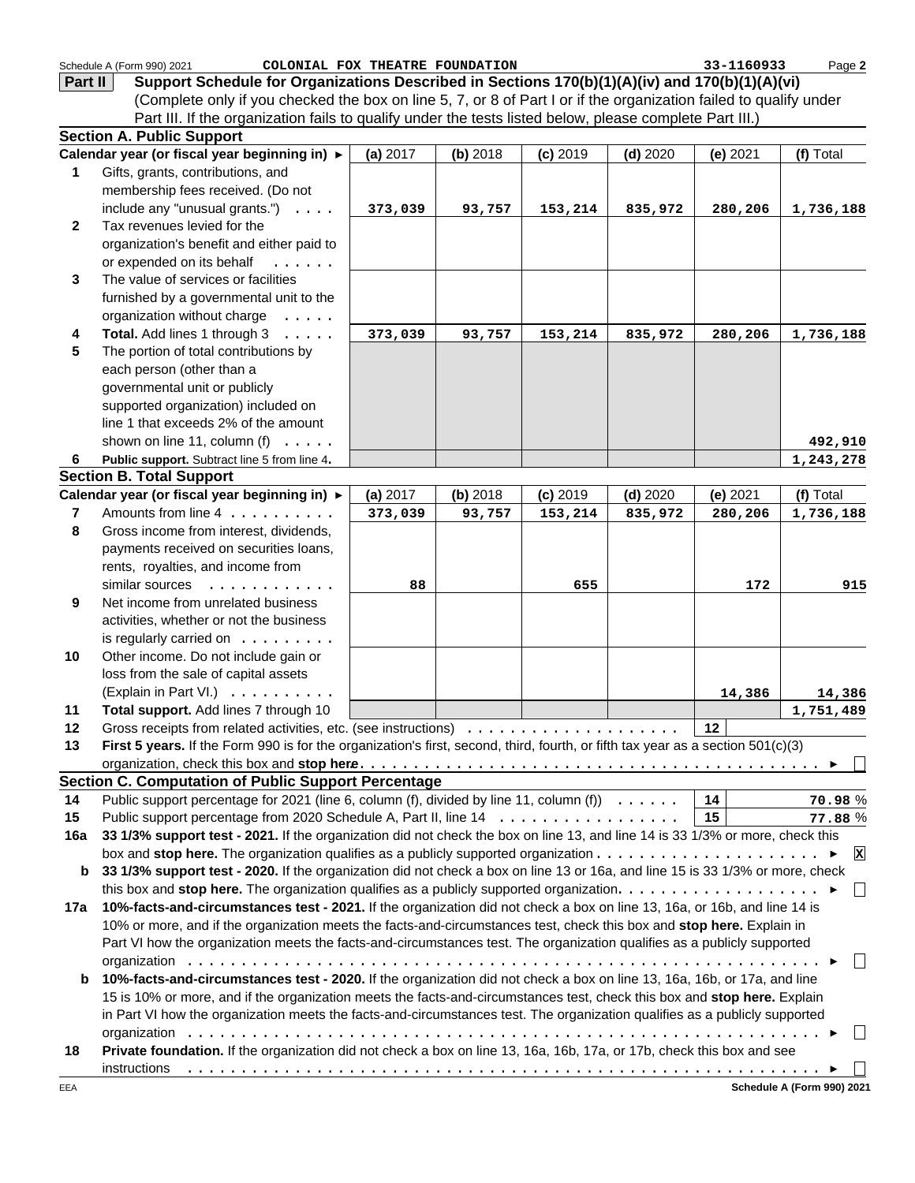Schedule A (Form 990) 2021 COLONIAL FOX THEATRE FOUNDATION 33-1160933 Page **2**

**Part II** **Support Schedule for Organizations Described in Sections 170(b)(1)(A)(iv) and 170(b)(1)(A)(vi)**
(Complete only if you checked the box on line 5, 7, or 8 of Part I or if the organization failed to qualify under Part III. If the organization fails to qualify under the tests listed below, please complete Part III.)

**Section A. Public Support**

| Calendar year (or fiscal year beginning in) ► | (a) 2017 | (b) 2018 | (c) 2019 | (d) 2020 | (e) 2021 | (f) Total |
|---|---|---|---|---|---|---|
| **1** Gifts, grants, contributions, and membership fees received. (Do not include any "unusual grants.") | 373,039 | 93,757 | 153,214 | 835,972 | 280,206 | 1,736,188 |
| **2** Tax revenues levied for the organization's benefit and either paid to or expended on its behalf | | | | | | |
| **3** The value of services or facilities furnished by a governmental unit to the organization without charge | | | | | | |
| **4** **Total.** Add lines 1 through 3 | 373,039 | 93,757 | 153,214 | 835,972 | 280,206 | 1,736,188 |
| **5** The portion of total contributions by each person (other than a governmental unit or publicly supported organization) included on line 1 that exceeds 2% of the amount shown on line 11, column (f) | | | | | | 492,910 |
| **6** **Public support.** Subtract line 5 from line 4. | | | | | | 1,243,278 |

**Section B. Total Support**

| Calendar year (or fiscal year beginning in) ► | (a) 2017 | (b) 2018 | (c) 2019 | (d) 2020 | (e) 2021 | (f) Total |
|---|---|---|---|---|---|---|
| **7** Amounts from line 4 | 373,039 | 93,757 | 153,214 | 835,972 | 280,206 | 1,736,188 |
| **8** Gross income from interest, dividends, payments received on securities loans, rents, royalties, and income from similar sources | 88 | | 655 | | 172 | 915 |
| **9** Net income from unrelated business activities, whether or not the business is regularly carried on | | | | | | |
| **10** Other income. Do not include gain or loss from the sale of capital assets (Explain in Part VI.) | | | | | 14,386 | 14,386 |
| **11** **Total support.** Add lines 7 through 10 | | | | | | 1,751,489 |

**12** Gross receipts from related activities, etc. (see instructions) **12**

**13** **First 5 years.** If the Form 990 is for the organization's first, second, third, fourth, or fifth tax year as a section 501(c)(3) organization, check this box and **stop here** ► ☐

**Section C. Computation of Public Support Percentage**

**14** Public support percentage for 2021 (line 6, column (f), divided by line 11, column (f)) **14** 70.98 %

**15** Public support percentage from 2020 Schedule A, Part II, line 14 **15** 77.88 %

**16a** **33 1/3% support test - 2021.** If the organization did not check the box on line 13, and line 14 is 33 1/3% or more, check this box and **stop here.** The organization qualifies as a publicly supported organization ► ☒

**b** **33 1/3% support test - 2020.** If the organization did not check a box on line 13 or 16a, and line 15 is 33 1/3% or more, check this box and **stop here.** The organization qualifies as a publicly supported organization ► ☐

**17a** **10%-facts-and-circumstances test - 2021.** If the organization did not check a box on line 13, 16a, or 16b, and line 14 is 10% or more, and if the organization meets the facts-and-circumstances test, check this box and **stop here.** Explain in Part VI how the organization meets the facts-and-circumstances test. The organization qualifies as a publicly supported organization ► ☐

**b** **10%-facts-and-circumstances test - 2020.** If the organization did not check a box on line 13, 16a, 16b, or 17a, and line 15 is 10% or more, and if the organization meets the facts-and-circumstances test, check this box and **stop here.** Explain in Part VI how the organization meets the facts-and-circumstances test. The organization qualifies as a publicly supported organization ► ☐

**18** **Private foundation.** If the organization did not check a box on line 13, 16a, 16b, 17a, or 17b, check this box and see instructions ► ☐

EEA **Schedule A (Form 990) 2021**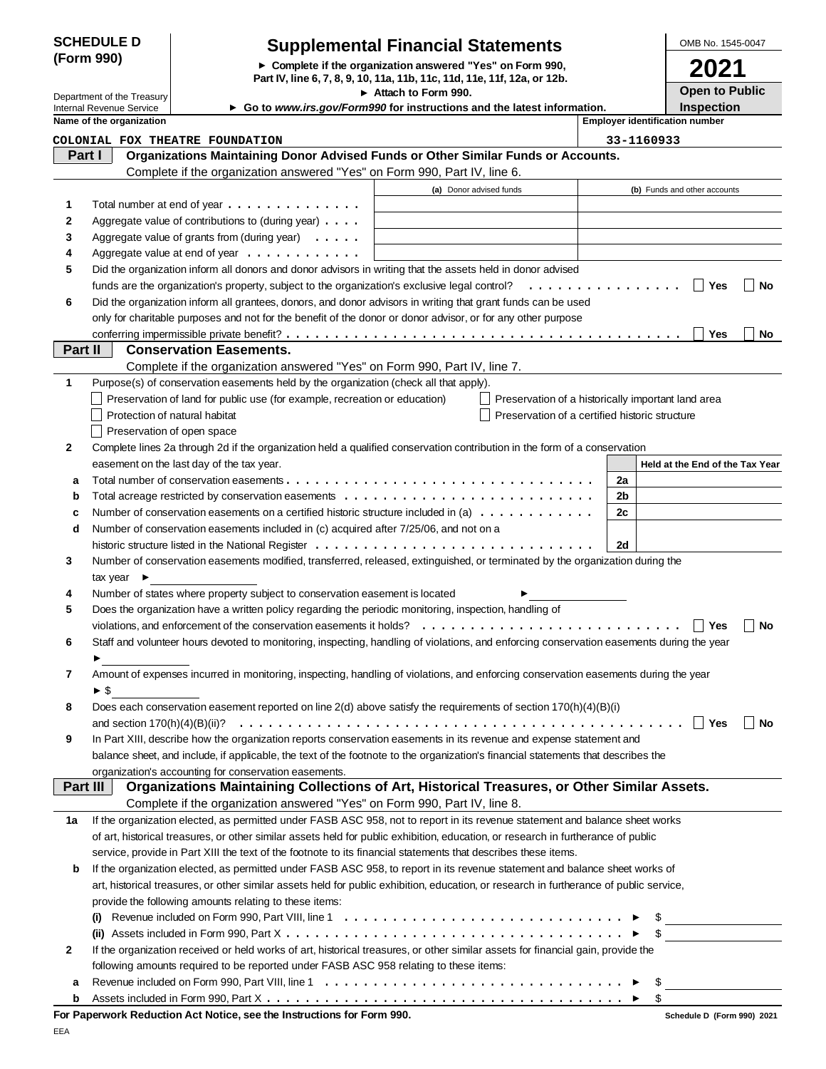**SCHEDULE D (Form 990)**

Department of the Treasury
Internal Revenue Service

# Supplemental Financial Statements

► Complete if the organization answered "Yes" on Form 990, Part IV, line 6, 7, 8, 9, 10, 11a, 11b, 11c, 11d, 11e, 11f, 12a, or 12b.
► Attach to Form 990.
► Go to *www.irs.gov/Form990* for instructions and the latest information.

OMB No. 1545-0047

**2021**

**Open to Public Inspection**

| Name of the organization | Employer identification number |
|---|---|
| COLONIAL FOX THEATRE FOUNDATION | 33-1160933 |

## Part I Organizations Maintaining Donor Advised Funds or Other Similar Funds or Accounts.

Complete if the organization answered "Yes" on Form 990, Part IV, line 6.

| | | (a) Donor advised funds | (b) Funds and other accounts |
|---|---|---|---|
| 1 | Total number at end of year | | |
| 2 | Aggregate value of contributions to (during year) | | |
| 3 | Aggregate value of grants from (during year) | | |
| 4 | Aggregate value at end of year | | |

5 Did the organization inform all donors and donor advisors in writing that the assets held in donor advised funds are the organization's property, subject to the organization's exclusive legal control? ☐ Yes ☐ No

6 Did the organization inform all grantees, donors, and donor advisors in writing that grant funds can be used only for charitable purposes and not for the benefit of the donor or donor advisor, or for any other purpose conferring impermissible private benefit? ☐ Yes ☐ No

## Part II Conservation Easements.

Complete if the organization answered "Yes" on Form 990, Part IV, line 7.

1 Purpose(s) of conservation easements held by the organization (check all that apply).

- ☐ Preservation of land for public use (for example, recreation or education)
- ☐ Preservation of a historically important land area
- ☐ Protection of natural habitat
- ☐ Preservation of a certified historic structure
- ☐ Preservation of open space

2 Complete lines 2a through 2d if the organization held a qualified conservation contribution in the form of a conservation easement on the last day of the tax year.

| | | | Held at the End of the Tax Year |
|---|---|---|---|
| a | Total number of conservation easements | 2a | |
| b | Total acreage restricted by conservation easements | 2b | |
| c | Number of conservation easements on a certified historic structure included in (a) | 2c | |
| d | Number of conservation easements included in (c) acquired after 7/25/06, and not on a historic structure listed in the National Register | 2d | |

3 Number of conservation easements modified, transferred, released, extinguished, or terminated by the organization during the tax year ►

4 Number of states where property subject to conservation easement is located ►

5 Does the organization have a written policy regarding the periodic monitoring, inspection, handling of violations, and enforcement of the conservation easements it holds? ☐ Yes ☐ No

6 Staff and volunteer hours devoted to monitoring, inspecting, handling of violations, and enforcing conservation easements during the year ►

7 Amount of expenses incurred in monitoring, inspecting, handling of violations, and enforcing conservation easements during the year ► $

8 Does each conservation easement reported on line 2(d) above satisfy the requirements of section 170(h)(4)(B)(i) and section 170(h)(4)(B)(ii)? ☐ Yes ☐ No

9 In Part XIII, describe how the organization reports conservation easements in its revenue and expense statement and balance sheet, and include, if applicable, the text of the footnote to the organization's financial statements that describes the organization's accounting for conservation easements.

## Part III Organizations Maintaining Collections of Art, Historical Treasures, or Other Similar Assets.

Complete if the organization answered "Yes" on Form 990, Part IV, line 8.

1a If the organization elected, as permitted under FASB ASC 958, not to report in its revenue statement and balance sheet works of art, historical treasures, or other similar assets held for public exhibition, education, or research in furtherance of public service, provide in Part XIII the text of the footnote to its financial statements that describes these items.

b If the organization elected, as permitted under FASB ASC 958, to report in its revenue statement and balance sheet works of art, historical treasures, or other similar assets held for public exhibition, education, or research in furtherance of public service, provide the following amounts relating to these items:

(i) Revenue included on Form 990, Part VIII, line 1 ► $

(ii) Assets included in Form 990, Part X ► $

2 If the organization received or held works of art, historical treasures, or other similar assets for financial gain, provide the following amounts required to be reported under FASB ASC 958 relating to these items:

a Revenue included on Form 990, Part VIII, line 1 ► $

b Assets included in Form 990, Part X ► $

**For Paperwork Reduction Act Notice, see the Instructions for Form 990.**

Schedule D (Form 990) 2021

EEA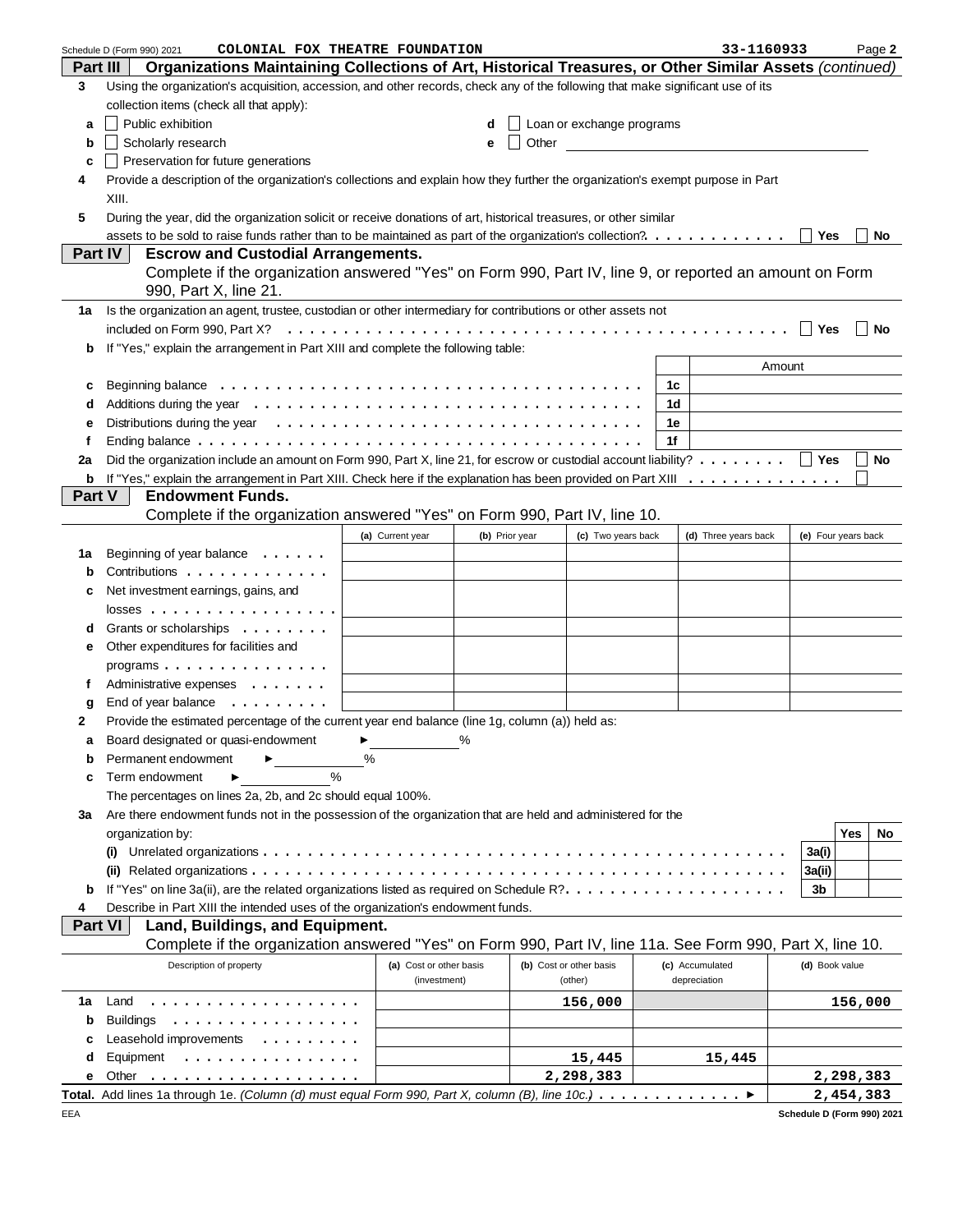Schedule D (Form 990) 2021 COLONIAL FOX THEATRE FOUNDATION 33-1160933 Page **2**

## Part III Organizations Maintaining Collections of Art, Historical Treasures, or Other Similar Assets *(continued)*

**3** Using the organization's acquisition, accession, and other records, check any of the following that make significant use of its collection items (check all that apply):

- **a** ☐ Public exhibition
- **b** ☐ Scholarly research
- **c** ☐ Preservation for future generations
- **d** ☐ Loan or exchange programs
- **e** ☐ Other

**4** Provide a description of the organization's collections and explain how they further the organization's exempt purpose in Part XIII.

**5** During the year, did the organization solicit or receive donations of art, historical treasures, or other similar assets to be sold to raise funds rather than to be maintained as part of the organization's collection? ☐ Yes ☐ No

## Part IV Escrow and Custodial Arrangements.

Complete if the organization answered "Yes" on Form 990, Part IV, line 9, or reported an amount on Form 990, Part X, line 21.

**1a** Is the organization an agent, trustee, custodian or other intermediary for contributions or other assets not included on Form 990, Part X? ☐ Yes ☐ No

**b** If "Yes," explain the arrangement in Part XIII and complete the following table:

| | | | Amount |
|---|---|---|---|
| **c** | Beginning balance | 1c | |
| **d** | Additions during the year | 1d | |
| **e** | Distributions during the year | 1e | |
| **f** | Ending balance | 1f | |

**2a** Did the organization include an amount on Form 990, Part X, line 21, for escrow or custodial account liability? ☐ Yes ☐ No

**b** If "Yes," explain the arrangement in Part XIII. Check here if the explanation has been provided on Part XIII ☐

## Part V Endowment Funds.

Complete if the organization answered "Yes" on Form 990, Part IV, line 10.

| | | (a) Current year | (b) Prior year | (c) Two years back | (d) Three years back | (e) Four years back |
|---|---|---|---|---|---|---|
| **1a** | Beginning of year balance | | | | | |
| **b** | Contributions | | | | | |
| **c** | Net investment earnings, gains, and losses | | | | | |
| **d** | Grants or scholarships | | | | | |
| **e** | Other expenditures for facilities and programs | | | | | |
| **f** | Administrative expenses | | | | | |
| **g** | End of year balance | | | | | |

**2** Provide the estimated percentage of the current year end balance (line 1g, column (a)) held as:

- **a** Board designated or quasi-endowment ► _____ %
- **b** Permanent endowment ► _____ %
- **c** Term endowment ► _____ %

The percentages on lines 2a, 2b, and 2c should equal 100%.

**3a** Are there endowment funds not in the possession of the organization that are held and administered for the organization by:

| | | | Yes | No |
|---|---|---|---|---|
| | (i) Unrelated organizations | 3a(i) | | |
| | (ii) Related organizations | 3a(ii) | | |
| **b** | If "Yes" on line 3a(ii), are the related organizations listed as required on Schedule R? | 3b | | |

**4** Describe in Part XIII the intended uses of the organization's endowment funds.

## Part VI Land, Buildings, and Equipment.

Complete if the organization answered "Yes" on Form 990, Part IV, line 11a. See Form 990, Part X, line 10.

| | Description of property | (a) Cost or other basis (investment) | (b) Cost or other basis (other) | (c) Accumulated depreciation | (d) Book value |
|---|---|---|---|---|---|
| **1a** | Land | | 156,000 | | 156,000 |
| **b** | Buildings | | | | |
| **c** | Leasehold improvements | | | | |
| **d** | Equipment | | 15,445 | 15,445 | |
| **e** | Other | | 2,298,383 | | 2,298,383 |

**Total.** Add lines 1a through 1e. *(Column (d) must equal Form 990, Part X, column (B), line 10c.)* ► **2,454,383**

EEA Schedule D (Form 990) 2021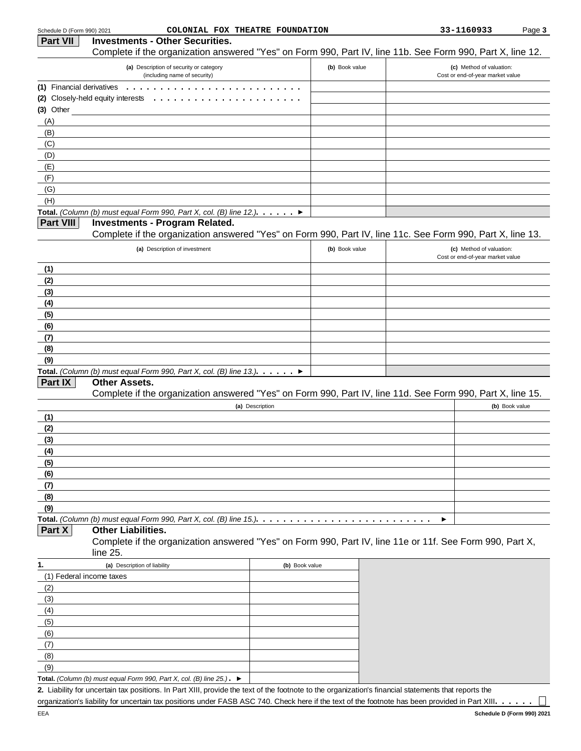## Part VII Investments - Other Securities.

Complete if the organization answered "Yes" on Form 990, Part IV, line 11b. See Form 990, Part X, line 12.

| (a) Description of security or category (including name of security) | (b) Book value | (c) Method of valuation: Cost or end-of-year market value |
|---|---|---|
| (1) Financial derivatives | | |
| (2) Closely-held equity interests | | |
| (3) Other | | |
| (A) | | |
| (B) | | |
| (C) | | |
| (D) | | |
| (E) | | |
| (F) | | |
| (G) | | |
| (H) | | |
| **Total.** *(Column (b) must equal Form 990, Part X, col. (B) line 12.)* ▶ | | |

## Part VIII Investments - Program Related.

Complete if the organization answered "Yes" on Form 990, Part IV, line 11c. See Form 990, Part X, line 13.

| (a) Description of investment | (b) Book value | (c) Method of valuation: Cost or end-of-year market value |
|---|---|---|
| (1) | | |
| (2) | | |
| (3) | | |
| (4) | | |
| (5) | | |
| (6) | | |
| (7) | | |
| (8) | | |
| (9) | | |
| **Total.** *(Column (b) must equal Form 990, Part X, col. (B) line 13.)* ▶ | | |

## Part IX Other Assets.

Complete if the organization answered "Yes" on Form 990, Part IV, line 11d. See Form 990, Part X, line 15.

| (a) Description | (b) Book value |
|---|---|
| (1) | |
| (2) | |
| (3) | |
| (4) | |
| (5) | |
| (6) | |
| (7) | |
| (8) | |
| (9) | |
| **Total.** *(Column (b) must equal Form 990, Part X, col. (B) line 15.)* ▶ | |

## Part X Other Liabilities.

Complete if the organization answered "Yes" on Form 990, Part IV, line 11e or 11f. See Form 990, Part X, line 25.

| 1. (a) Description of liability | (b) Book value |
|---|---|
| (1) Federal income taxes | |
| (2) | |
| (3) | |
| (4) | |
| (5) | |
| (6) | |
| (7) | |
| (8) | |
| (9) | |
| **Total.** *(Column (b) must equal Form 990, Part X, col. (B) line 25.)* ▶ | |

**2.** Liability for uncertain tax positions. In Part XIII, provide the text of the footnote to the organization's financial statements that reports the organization's liability for uncertain tax positions under FASB ASC 740. Check here if the text of the footnote has been provided in Part XIII. ☐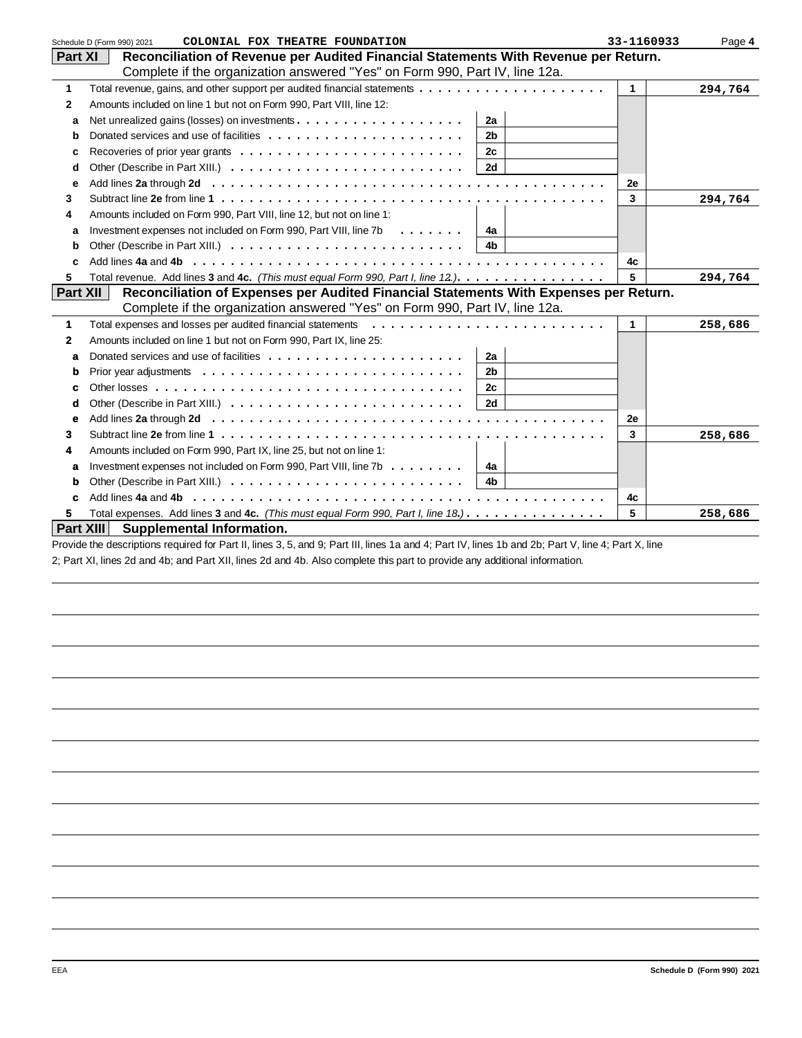Schedule D (Form 990) 2021 COLONIAL FOX THEATRE FOUNDATION 33-1160933 Page 4

## Part XI Reconciliation of Revenue per Audited Financial Statements With Revenue per Return.

Complete if the organization answered "Yes" on Form 990, Part IV, line 12a.

| | | | | | |
|---|---|---|---|---|---|
| 1 | Total revenue, gains, and other support per audited financial statements | | | 1 | 294,764 |
| 2 | Amounts included on line 1 but not on Form 990, Part VIII, line 12: | | | | |
| a | Net unrealized gains (losses) on investments | 2a | | | |
| b | Donated services and use of facilities | 2b | | | |
| c | Recoveries of prior year grants | 2c | | | |
| d | Other (Describe in Part XIII.) | 2d | | | |
| e | Add lines **2a** through **2d** | | | 2e | |
| 3 | Subtract line **2e** from line **1** | | | 3 | 294,764 |
| 4 | Amounts included on Form 990, Part VIII, line 12, but not on line 1: | | | | |
| a | Investment expenses not included on Form 990, Part VIII, line 7b | 4a | | | |
| b | Other (Describe in Part XIII.) | 4b | | | |
| c | Add lines **4a** and **4b** | | | 4c | |
| 5 | Total revenue. Add lines **3** and **4c.** *(This must equal Form 990, Part I, line 12.)* | | | 5 | 294,764 |

## Part XII Reconciliation of Expenses per Audited Financial Statements With Expenses per Return.

Complete if the organization answered "Yes" on Form 990, Part IV, line 12a.

| | | | | | |
|---|---|---|---|---|---|
| 1 | Total expenses and losses per audited financial statements | | | 1 | 258,686 |
| 2 | Amounts included on line 1 but not on Form 990, Part IX, line 25: | | | | |
| a | Donated services and use of facilities | 2a | | | |
| b | Prior year adjustments | 2b | | | |
| c | Other losses | 2c | | | |
| d | Other (Describe in Part XIII.) | 2d | | | |
| e | Add lines **2a** through **2d** | | | 2e | |
| 3 | Subtract line **2e** from line **1** | | | 3 | 258,686 |
| 4 | Amounts included on Form 990, Part IX, line 25, but not on line 1: | | | | |
| a | Investment expenses not included on Form 990, Part VIII, line 7b | 4a | | | |
| b | Other (Describe in Part XIII.) | 4b | | | |
| c | Add lines **4a** and **4b** | | | 4c | |
| 5 | Total expenses. Add lines **3** and **4c.** *(This must equal Form 990, Part I, line 18.)* | | | 5 | 258,686 |

## Part XIII Supplemental Information.

Provide the descriptions required for Part II, lines 3, 5, and 9; Part III, lines 1a and 4; Part IV, lines 1b and 2b; Part V, line 4; Part X, line 2; Part XI, lines 2d and 4b; and Part XII, lines 2d and 4b. Also complete this part to provide any additional information.

EEA Schedule D (Form 990) 2021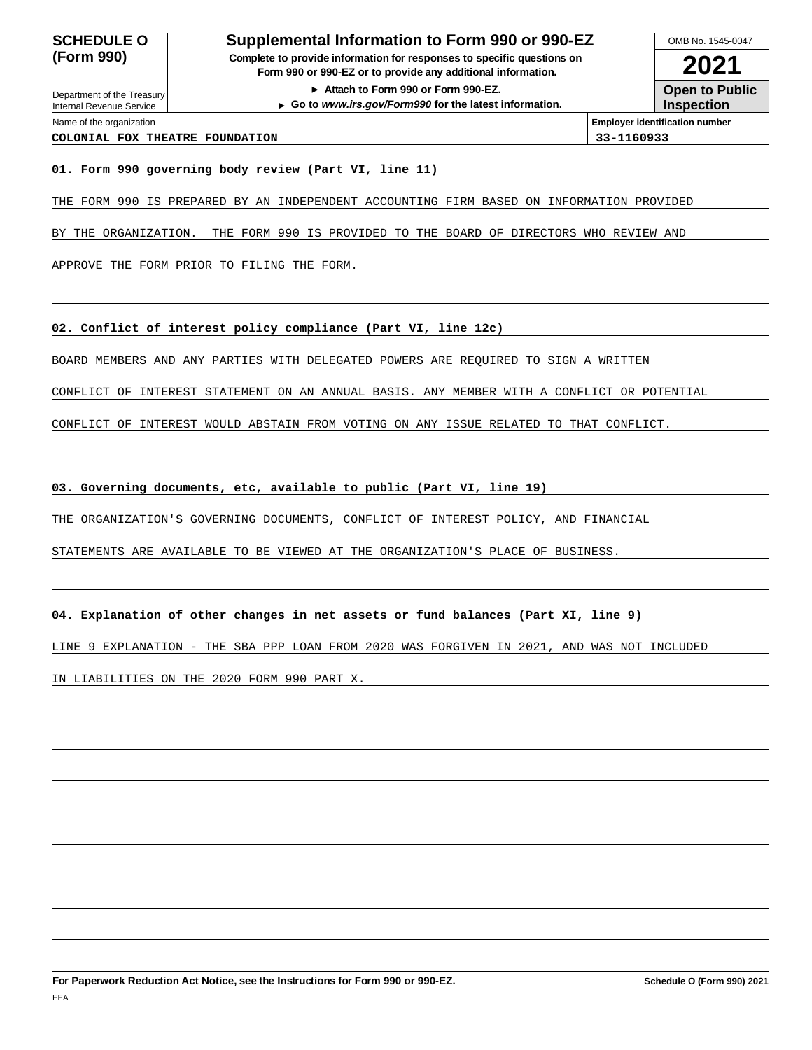**SCHEDULE O (Form 990)**

Department of the Treasury
Internal Revenue Service

# Supplemental Information to Form 990 or 990-EZ

**Complete to provide information for responses to specific questions on Form 990 or 990-EZ or to provide any additional information.**

**► Attach to Form 990 or Form 990-EZ.**

**► Go to *www.irs.gov/Form990* for the latest information.**

OMB No. 1545-0047

**2021**

**Open to Public Inspection**

Name of the organization: **COLONIAL FOX THEATRE FOUNDATION**

Employer identification number: **33-1160933**

**01. Form 990 governing body review (Part VI, line 11)**

THE FORM 990 IS PREPARED BY AN INDEPENDENT ACCOUNTING FIRM BASED ON INFORMATION PROVIDED BY THE ORGANIZATION. THE FORM 990 IS PROVIDED TO THE BOARD OF DIRECTORS WHO REVIEW AND APPROVE THE FORM PRIOR TO FILING THE FORM.

**02. Conflict of interest policy compliance (Part VI, line 12c)**

BOARD MEMBERS AND ANY PARTIES WITH DELEGATED POWERS ARE REQUIRED TO SIGN A WRITTEN CONFLICT OF INTEREST STATEMENT ON AN ANNUAL BASIS. ANY MEMBER WITH A CONFLICT OR POTENTIAL CONFLICT OF INTEREST WOULD ABSTAIN FROM VOTING ON ANY ISSUE RELATED TO THAT CONFLICT.

**03. Governing documents, etc, available to public (Part VI, line 19)**

THE ORGANIZATION'S GOVERNING DOCUMENTS, CONFLICT OF INTEREST POLICY, AND FINANCIAL STATEMENTS ARE AVAILABLE TO BE VIEWED AT THE ORGANIZATION'S PLACE OF BUSINESS.

**04. Explanation of other changes in net assets or fund balances (Part XI, line 9)**

LINE 9 EXPLANATION - THE SBA PPP LOAN FROM 2020 WAS FORGIVEN IN 2021, AND WAS NOT INCLUDED IN LIABILITIES ON THE 2020 FORM 990 PART X.

**For Paperwork Reduction Act Notice, see the Instructions for Form 990 or 990-EZ.**

**Schedule O (Form 990) 2021**

EEA